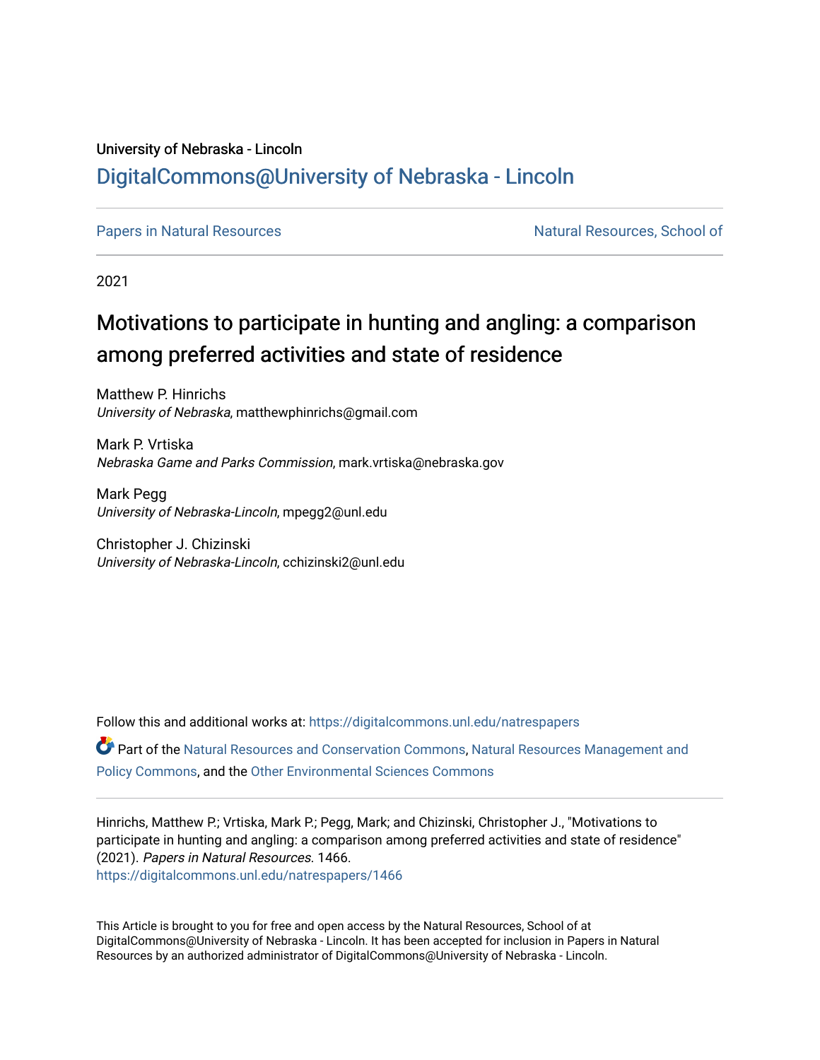University of Nebraska - Lincoln

## DigitalCommons@University of Nebraska - Lincoln

Papers in Natural Resources

Natural Resources, School of

2021

# Motivations to participate in hunting and angling: a comparison among preferred activities and state of residence

Matthew P. Hinrichs
*University of Nebraska*, matthewphinrichs@gmail.com

Mark P. Vrtiska
*Nebraska Game and Parks Commission*, mark.vrtiska@nebraska.gov

Mark Pegg
*University of Nebraska-Lincoln*, mpegg2@unl.edu

Christopher J. Chizinski
*University of Nebraska-Lincoln*, cchizinski2@unl.edu

Follow this and additional works at: https://digitalcommons.unl.edu/natrespapers

Part of the Natural Resources and Conservation Commons, Natural Resources Management and Policy Commons, and the Other Environmental Sciences Commons

Hinrichs, Matthew P.; Vrtiska, Mark P.; Pegg, Mark; and Chizinski, Christopher J., "Motivations to participate in hunting and angling: a comparison among preferred activities and state of residence" (2021). *Papers in Natural Resources*. 1466.
https://digitalcommons.unl.edu/natrespapers/1466

This Article is brought to you for free and open access by the Natural Resources, School of at DigitalCommons@University of Nebraska - Lincoln. It has been accepted for inclusion in Papers in Natural Resources by an authorized administrator of DigitalCommons@University of Nebraska - Lincoln.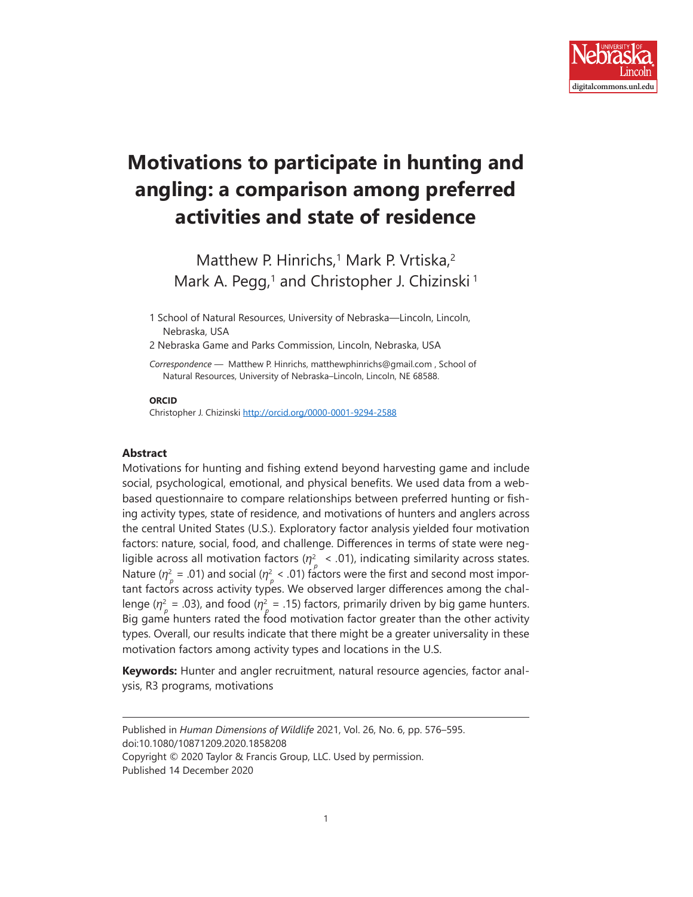# Motivations to participate in hunting and angling: a comparison among preferred activities and state of residence

Matthew P. Hinrichs,[1] Mark P. Vrtiska,[2] Mark A. Pegg,[1] and Christopher J. Chizinski [1]

1 School of Natural Resources, University of Nebraska—Lincoln, Lincoln, Nebraska, USA

2 Nebraska Game and Parks Commission, Lincoln, Nebraska, USA

*Correspondence* — Matthew P. Hinrichs, matthewphinrichs@gmail.com , School of Natural Resources, University of Nebraska–Lincoln, Lincoln, NE 68588.

**ORCID**

Christopher J. Chizinski http://orcid.org/0000-0001-9294-2588

## Abstract

Motivations for hunting and fishing extend beyond harvesting game and include social, psychological, emotional, and physical benefits. We used data from a web-based questionnaire to compare relationships between preferred hunting or fishing activity types, state of residence, and motivations of hunters and anglers across the central United States (U.S.). Exploratory factor analysis yielded four motivation factors: nature, social, food, and challenge. Differences in terms of state were negligible across all motivation factors ($\eta^2_p < .01$), indicating similarity across states. Nature ($\eta^2_p = .01$) and social ($\eta^2_p < .01$) factors were the first and second most important factors across activity types. We observed larger differences among the challenge ($\eta^2_p = .03$), and food ($\eta^2_p = .15$) factors, primarily driven by big game hunters. Big game hunters rated the food motivation factor greater than the other activity types. Overall, our results indicate that there might be a greater universality in these motivation factors among activity types and locations in the U.S.

**Keywords:** Hunter and angler recruitment, natural resource agencies, factor analysis, R3 programs, motivations

---

Published in *Human Dimensions of Wildlife* 2021, Vol. 26, No. 6, pp. 576–595.
doi:10.1080/10871209.2020.1858208
Copyright © 2020 Taylor & Francis Group, LLC. Used by permission.
Published 14 December 2020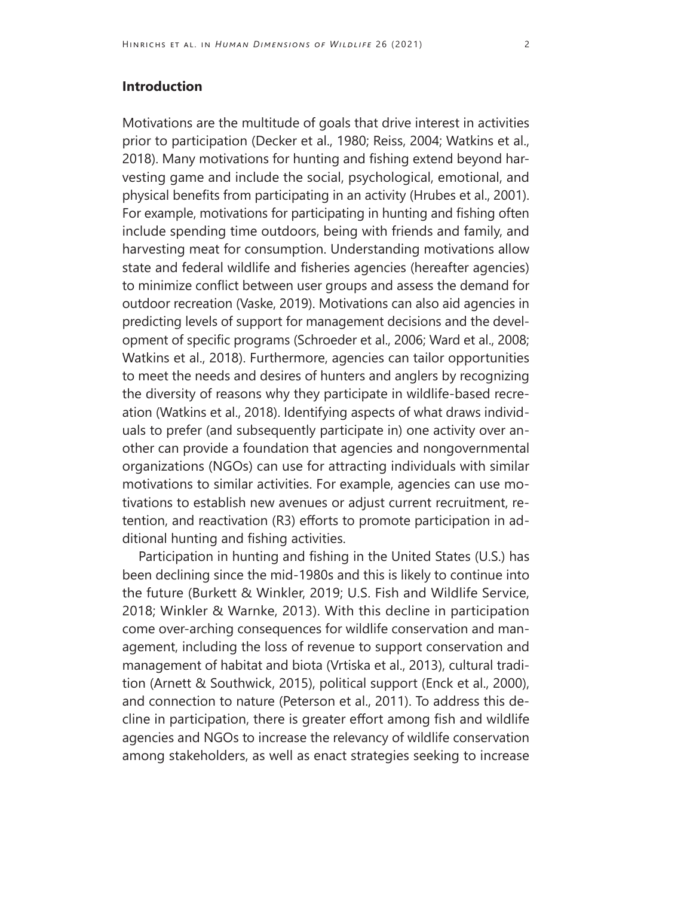## Introduction

Motivations are the multitude of goals that drive interest in activities prior to participation (Decker et al., 1980; Reiss, 2004; Watkins et al., 2018). Many motivations for hunting and fishing extend beyond harvesting game and include the social, psychological, emotional, and physical benefits from participating in an activity (Hrubes et al., 2001). For example, motivations for participating in hunting and fishing often include spending time outdoors, being with friends and family, and harvesting meat for consumption. Understanding motivations allow state and federal wildlife and fisheries agencies (hereafter agencies) to minimize conflict between user groups and assess the demand for outdoor recreation (Vaske, 2019). Motivations can also aid agencies in predicting levels of support for management decisions and the development of specific programs (Schroeder et al., 2006; Ward et al., 2008; Watkins et al., 2018). Furthermore, agencies can tailor opportunities to meet the needs and desires of hunters and anglers by recognizing the diversity of reasons why they participate in wildlife-based recreation (Watkins et al., 2018). Identifying aspects of what draws individuals to prefer (and subsequently participate in) one activity over another can provide a foundation that agencies and nongovernmental organizations (NGOs) can use for attracting individuals with similar motivations to similar activities. For example, agencies can use motivations to establish new avenues or adjust current recruitment, retention, and reactivation (R3) efforts to promote participation in additional hunting and fishing activities.

Participation in hunting and fishing in the United States (U.S.) has been declining since the mid-1980s and this is likely to continue into the future (Burkett & Winkler, 2019; U.S. Fish and Wildlife Service, 2018; Winkler & Warnke, 2013). With this decline in participation come over-arching consequences for wildlife conservation and management, including the loss of revenue to support conservation and management of habitat and biota (Vrtiska et al., 2013), cultural tradition (Arnett & Southwick, 2015), political support (Enck et al., 2000), and connection to nature (Peterson et al., 2011). To address this decline in participation, there is greater effort among fish and wildlife agencies and NGOs to increase the relevancy of wildlife conservation among stakeholders, as well as enact strategies seeking to increase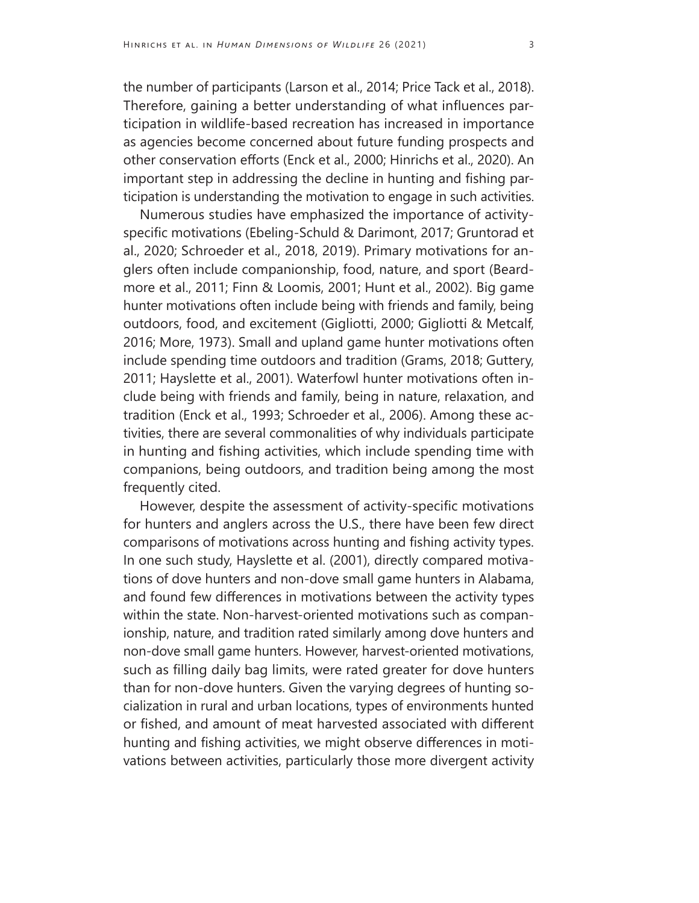the number of participants (Larson et al., 2014; Price Tack et al., 2018). Therefore, gaining a better understanding of what influences participation in wildlife-based recreation has increased in importance as agencies become concerned about future funding prospects and other conservation efforts (Enck et al., 2000; Hinrichs et al., 2020). An important step in addressing the decline in hunting and fishing participation is understanding the motivation to engage in such activities.

Numerous studies have emphasized the importance of activity-specific motivations (Ebeling-Schuld & Darimont, 2017; Gruntorad et al., 2020; Schroeder et al., 2018, 2019). Primary motivations for anglers often include companionship, food, nature, and sport (Beardmore et al., 2011; Finn & Loomis, 2001; Hunt et al., 2002). Big game hunter motivations often include being with friends and family, being outdoors, food, and excitement (Gigliotti, 2000; Gigliotti & Metcalf, 2016; More, 1973). Small and upland game hunter motivations often include spending time outdoors and tradition (Grams, 2018; Guttery, 2011; Hayslette et al., 2001). Waterfowl hunter motivations often include being with friends and family, being in nature, relaxation, and tradition (Enck et al., 1993; Schroeder et al., 2006). Among these activities, there are several commonalities of why individuals participate in hunting and fishing activities, which include spending time with companions, being outdoors, and tradition being among the most frequently cited.

However, despite the assessment of activity-specific motivations for hunters and anglers across the U.S., there have been few direct comparisons of motivations across hunting and fishing activity types. In one such study, Hayslette et al. (2001), directly compared motivations of dove hunters and non-dove small game hunters in Alabama, and found few differences in motivations between the activity types within the state. Non-harvest-oriented motivations such as companionship, nature, and tradition rated similarly among dove hunters and non-dove small game hunters. However, harvest-oriented motivations, such as filling daily bag limits, were rated greater for dove hunters than for non-dove hunters. Given the varying degrees of hunting socialization in rural and urban locations, types of environments hunted or fished, and amount of meat harvested associated with different hunting and fishing activities, we might observe differences in motivations between activities, particularly those more divergent activity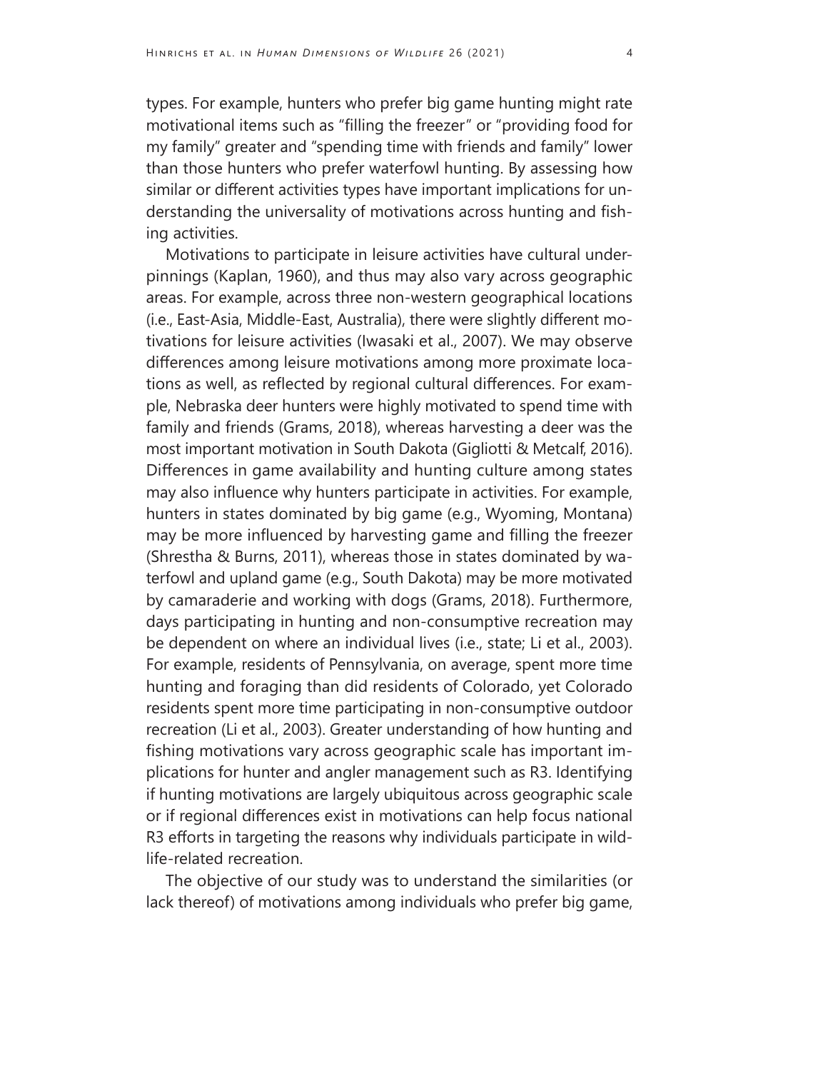types. For example, hunters who prefer big game hunting might rate motivational items such as "filling the freezer" or "providing food for my family" greater and "spending time with friends and family" lower than those hunters who prefer waterfowl hunting. By assessing how similar or different activities types have important implications for understanding the universality of motivations across hunting and fishing activities.

Motivations to participate in leisure activities have cultural underpinnings (Kaplan, 1960), and thus may also vary across geographic areas. For example, across three non-western geographical locations (i.e., East-Asia, Middle-East, Australia), there were slightly different motivations for leisure activities (Iwasaki et al., 2007). We may observe differences among leisure motivations among more proximate locations as well, as reflected by regional cultural differences. For example, Nebraska deer hunters were highly motivated to spend time with family and friends (Grams, 2018), whereas harvesting a deer was the most important motivation in South Dakota (Gigliotti & Metcalf, 2016). Differences in game availability and hunting culture among states may also influence why hunters participate in activities. For example, hunters in states dominated by big game (e.g., Wyoming, Montana) may be more influenced by harvesting game and filling the freezer (Shrestha & Burns, 2011), whereas those in states dominated by waterfowl and upland game (e.g., South Dakota) may be more motivated by camaraderie and working with dogs (Grams, 2018). Furthermore, days participating in hunting and non-consumptive recreation may be dependent on where an individual lives (i.e., state; Li et al., 2003). For example, residents of Pennsylvania, on average, spent more time hunting and foraging than did residents of Colorado, yet Colorado residents spent more time participating in non-consumptive outdoor recreation (Li et al., 2003). Greater understanding of how hunting and fishing motivations vary across geographic scale has important implications for hunter and angler management such as R3. Identifying if hunting motivations are largely ubiquitous across geographic scale or if regional differences exist in motivations can help focus national R3 efforts in targeting the reasons why individuals participate in wildlife-related recreation.

The objective of our study was to understand the similarities (or lack thereof) of motivations among individuals who prefer big game,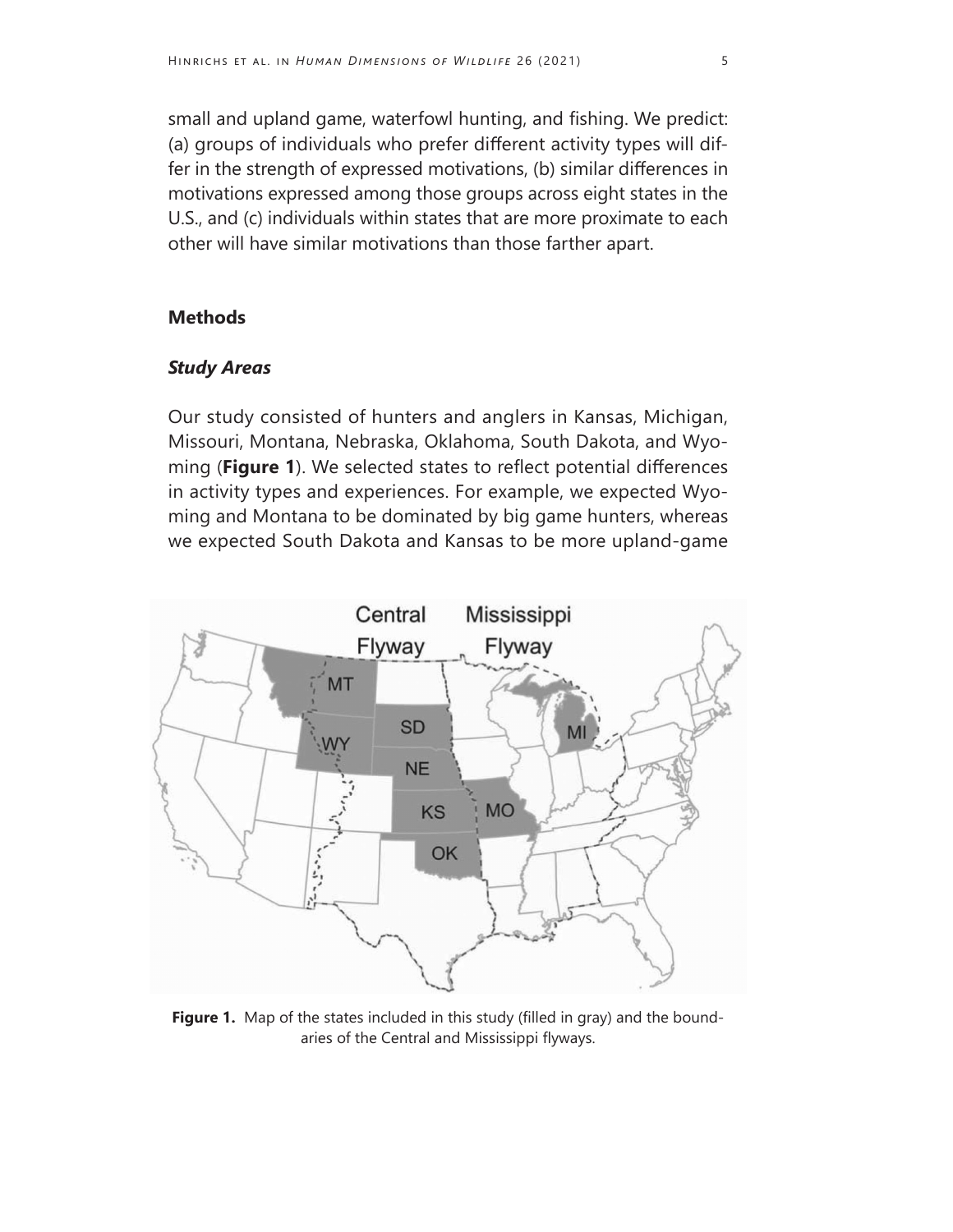small and upland game, waterfowl hunting, and fishing. We predict: (a) groups of individuals who prefer different activity types will differ in the strength of expressed motivations, (b) similar differences in motivations expressed among those groups across eight states in the U.S., and (c) individuals within states that are more proximate to each other will have similar motivations than those farther apart.

## Methods

### *Study Areas*

Our study consisted of hunters and anglers in Kansas, Michigan, Missouri, Montana, Nebraska, Oklahoma, South Dakota, and Wyoming (**Figure 1**). We selected states to reflect potential differences in activity types and experiences. For example, we expected Wyoming and Montana to be dominated by big game hunters, whereas we expected South Dakota and Kansas to be more upland-game

**Figure 1.** Map of the states included in this study (filled in gray) and the boundaries of the Central and Mississippi flyways.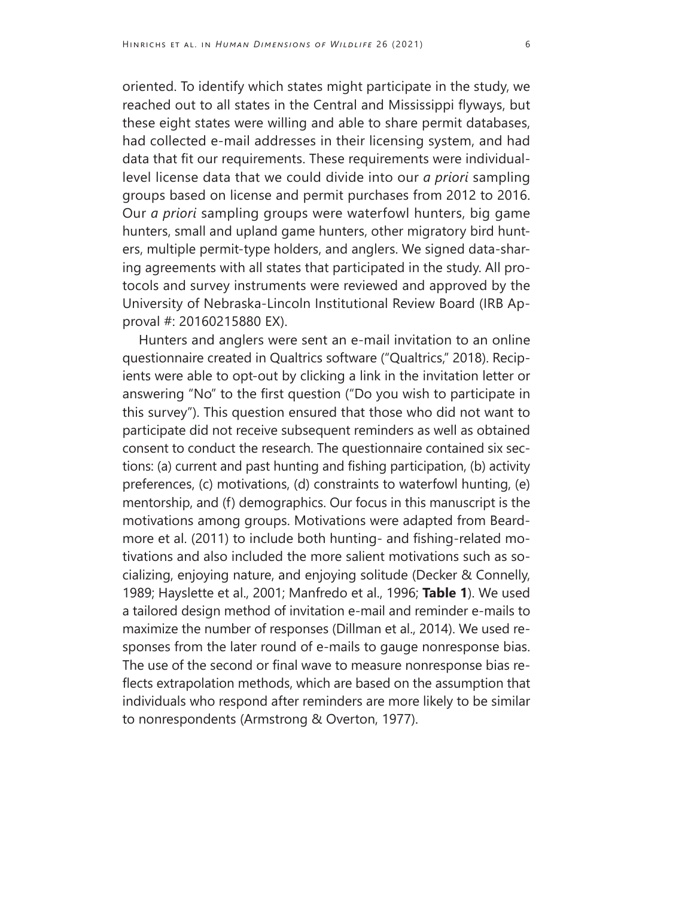oriented. To identify which states might participate in the study, we reached out to all states in the Central and Mississippi flyways, but these eight states were willing and able to share permit databases, had collected e-mail addresses in their licensing system, and had data that fit our requirements. These requirements were individual-level license data that we could divide into our *a priori* sampling groups based on license and permit purchases from 2012 to 2016. Our *a priori* sampling groups were waterfowl hunters, big game hunters, small and upland game hunters, other migratory bird hunters, multiple permit-type holders, and anglers. We signed data-sharing agreements with all states that participated in the study. All protocols and survey instruments were reviewed and approved by the University of Nebraska-Lincoln Institutional Review Board (IRB Approval #: 20160215880 EX).

Hunters and anglers were sent an e-mail invitation to an online questionnaire created in Qualtrics software ("Qualtrics," 2018). Recipients were able to opt-out by clicking a link in the invitation letter or answering "No" to the first question ("Do you wish to participate in this survey"). This question ensured that those who did not want to participate did not receive subsequent reminders as well as obtained consent to conduct the research. The questionnaire contained six sections: (a) current and past hunting and fishing participation, (b) activity preferences, (c) motivations, (d) constraints to waterfowl hunting, (e) mentorship, and (f) demographics. Our focus in this manuscript is the motivations among groups. Motivations were adapted from Beardmore et al. (2011) to include both hunting- and fishing-related motivations and also included the more salient motivations such as socializing, enjoying nature, and enjoying solitude (Decker & Connelly, 1989; Hayslette et al., 2001; Manfredo et al., 1996; **Table 1**). We used a tailored design method of invitation e-mail and reminder e-mails to maximize the number of responses (Dillman et al., 2014). We used responses from the later round of e-mails to gauge nonresponse bias. The use of the second or final wave to measure nonresponse bias reflects extrapolation methods, which are based on the assumption that individuals who respond after reminders are more likely to be similar to nonrespondents (Armstrong & Overton, 1977).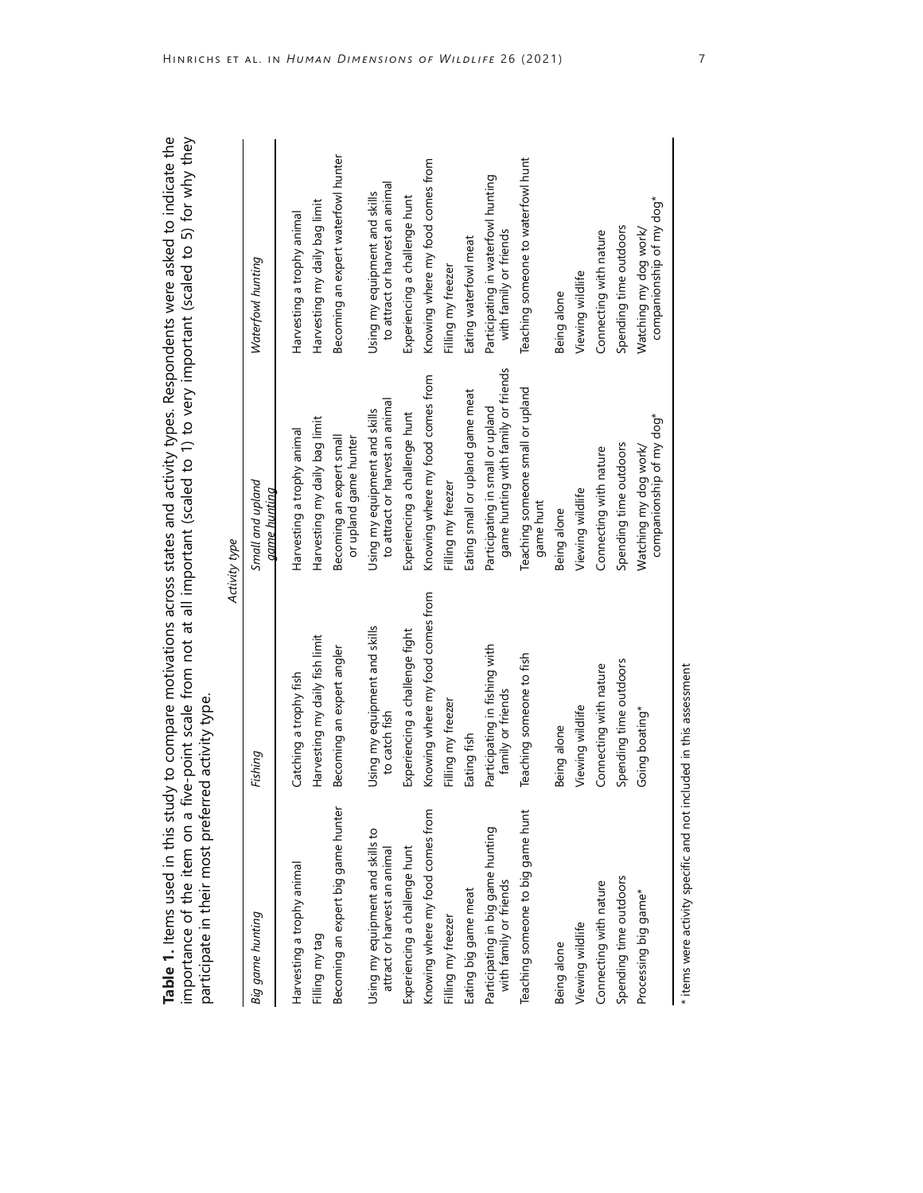**Table 1.** Items used in this study to compare motivations across states and activity types. Respondents were asked to indicate the importance of the item on a five-point scale from not at all important (scaled to 1) to very important (scaled to 5) for why they participate in their most preferred activity type.

| Activity type | | | |
|---|---|---|---|
| *Big game hunting* | *Fishing* | *Small and upland game hunting* | *Waterfowl hunting* |
| Harvesting a trophy animal | Catching a trophy fish | Harvesting a trophy animal | Harvesting a trophy animal |
| Filling my tag | Harvesting my daily fish limit | Harvesting my daily bag limit | Harvesting my daily bag limit |
| Becoming an expert big game hunter | Becoming an expert angler | Becoming an expert small or upland game hunter | Becoming an expert waterfowl hunter |
| Using my equipment and skills to attract or harvest an animal | Using my equipment and skills to catch fish | Using my equipment and skills to attract or harvest an animal | Using my equipment and skills to attract or harvest an animal |
| Experiencing a challenge hunt | Experiencing a challenge fight | Experiencing a challenge hunt | Experiencing a challenge hunt |
| Knowing where my food comes from | Knowing where my food comes from | Knowing where my food comes from | Knowing where my food comes from |
| Filling my freezer | Filling my freezer | Filling my freezer | Filling my freezer |
| Eating big game meat | Eating fish | Eating small or upland game meat | Eating waterfowl meat |
| Participating in big game hunting with family or friends | Participating in fishing with family or friends | Participating in small or upland game hunting with family or friends | Participating in waterfowl hunting with family or friends |
| Teaching someone to big game hunt | Teaching someone to fish | Teaching someone small or upland game hunt | Teaching someone to waterfowl hunt |
| Being alone | Being alone | Being alone | Being alone |
| Viewing wildlife | Viewing wildlife | Viewing wildlife | Viewing wildlife |
| Connecting with nature | Connecting with nature | Connecting with nature | Connecting with nature |
| Spending time outdoors | Spending time outdoors | Spending time outdoors | Spending time outdoors |
| Processing big game* | Going boating* | Watching my dog work/ companionship of my dog* | Watching my dog work/ companionship of my dog* |

\* items were activity specific and not included in this assessment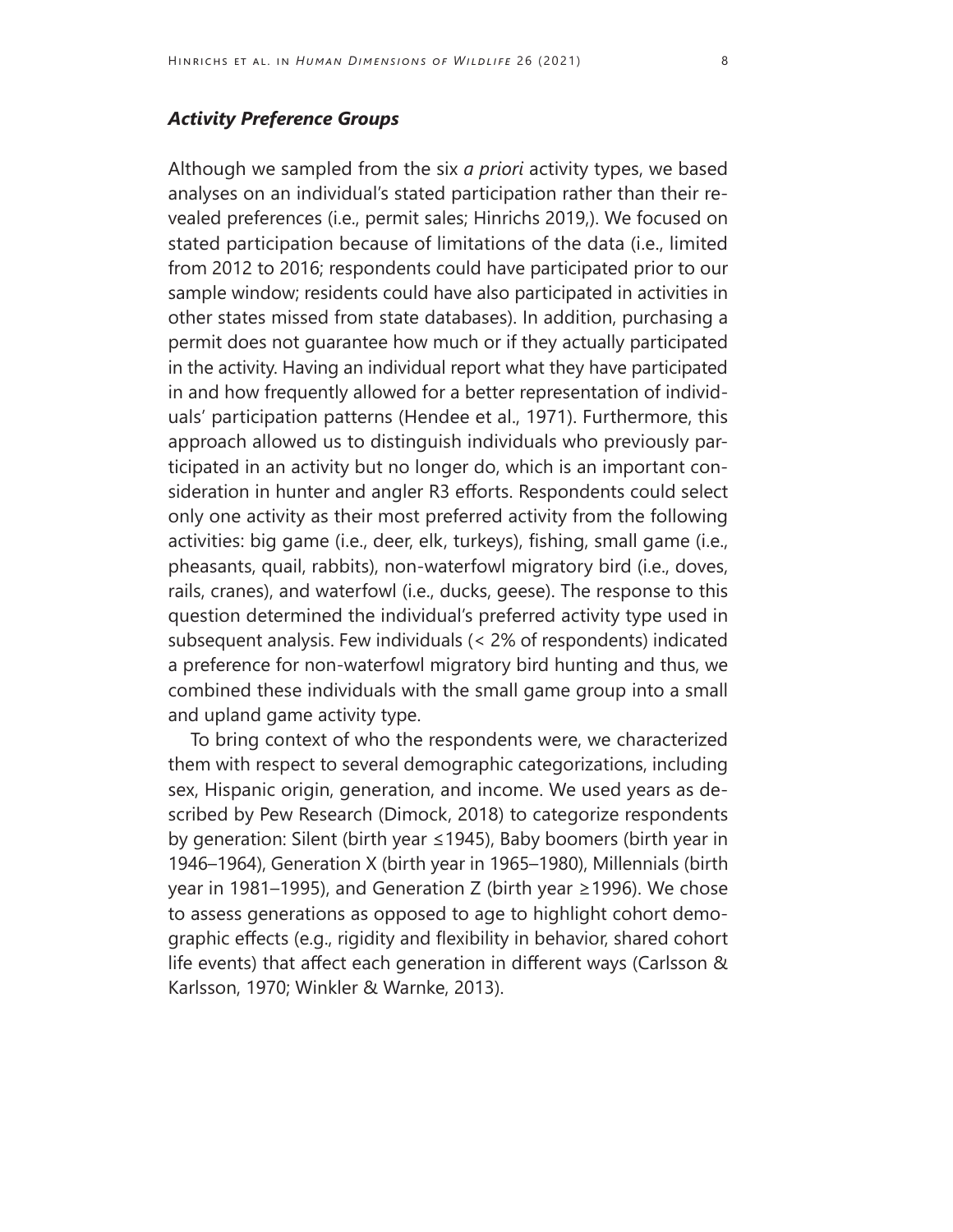### *Activity Preference Groups*

Although we sampled from the six *a priori* activity types, we based analyses on an individual's stated participation rather than their revealed preferences (i.e., permit sales; Hinrichs 2019,). We focused on stated participation because of limitations of the data (i.e., limited from 2012 to 2016; respondents could have participated prior to our sample window; residents could have also participated in activities in other states missed from state databases). In addition, purchasing a permit does not guarantee how much or if they actually participated in the activity. Having an individual report what they have participated in and how frequently allowed for a better representation of individuals' participation patterns (Hendee et al., 1971). Furthermore, this approach allowed us to distinguish individuals who previously participated in an activity but no longer do, which is an important consideration in hunter and angler R3 efforts. Respondents could select only one activity as their most preferred activity from the following activities: big game (i.e., deer, elk, turkeys), fishing, small game (i.e., pheasants, quail, rabbits), non-waterfowl migratory bird (i.e., doves, rails, cranes), and waterfowl (i.e., ducks, geese). The response to this question determined the individual's preferred activity type used in subsequent analysis. Few individuals (< 2% of respondents) indicated a preference for non-waterfowl migratory bird hunting and thus, we combined these individuals with the small game group into a small and upland game activity type.

To bring context of who the respondents were, we characterized them with respect to several demographic categorizations, including sex, Hispanic origin, generation, and income. We used years as described by Pew Research (Dimock, 2018) to categorize respondents by generation: Silent (birth year ≤1945), Baby boomers (birth year in 1946–1964), Generation X (birth year in 1965–1980), Millennials (birth year in 1981–1995), and Generation Z (birth year ≥1996). We chose to assess generations as opposed to age to highlight cohort demographic effects (e.g., rigidity and flexibility in behavior, shared cohort life events) that affect each generation in different ways (Carlsson & Karlsson, 1970; Winkler & Warnke, 2013).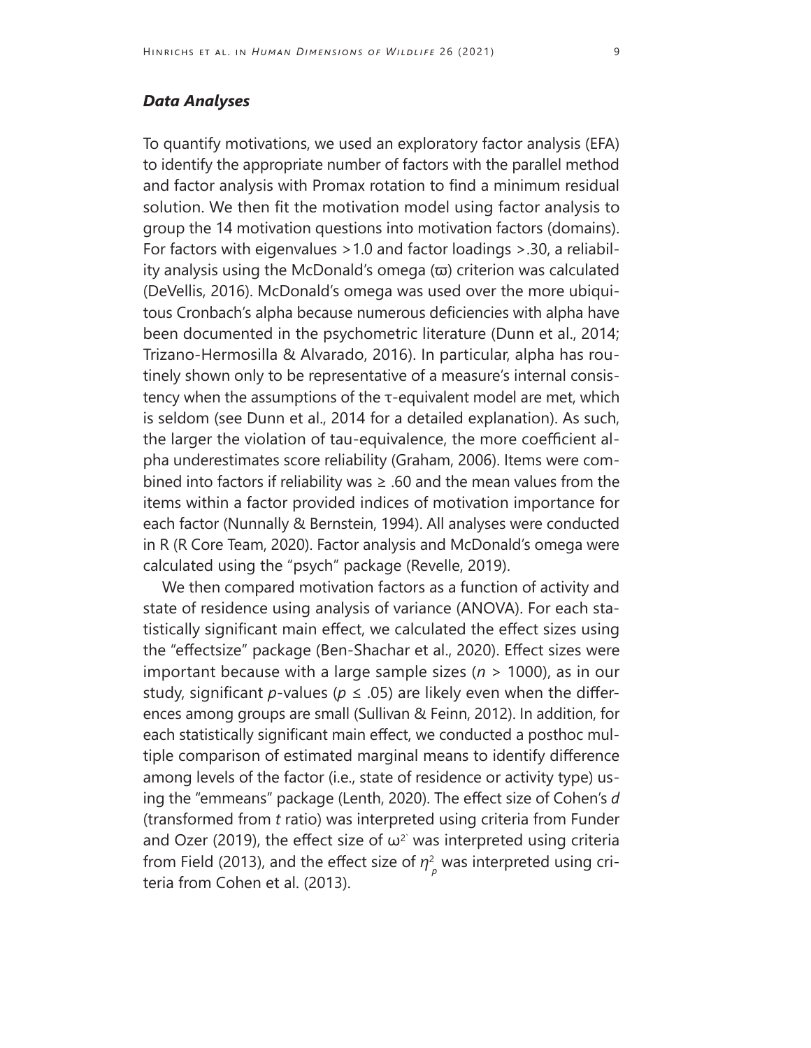### *Data Analyses*

To quantify motivations, we used an exploratory factor analysis (EFA) to identify the appropriate number of factors with the parallel method and factor analysis with Promax rotation to find a minimum residual solution. We then fit the motivation model using factor analysis to group the 14 motivation questions into motivation factors (domains). For factors with eigenvalues >1.0 and factor loadings >.30, a reliability analysis using the McDonald's omega ($\varpi$) criterion was calculated (DeVellis, 2016). McDonald's omega was used over the more ubiquitous Cronbach's alpha because numerous deficiencies with alpha have been documented in the psychometric literature (Dunn et al., 2014; Trizano-Hermosilla & Alvarado, 2016). In particular, alpha has routinely shown only to be representative of a measure's internal consistency when the assumptions of the $\tau$-equivalent model are met, which is seldom (see Dunn et al., 2014 for a detailed explanation). As such, the larger the violation of tau-equivalence, the more coefficient alpha underestimates score reliability (Graham, 2006). Items were combined into factors if reliability was $\geq .60$ and the mean values from the items within a factor provided indices of motivation importance for each factor (Nunnally & Bernstein, 1994). All analyses were conducted in R (R Core Team, 2020). Factor analysis and McDonald's omega were calculated using the "psych" package (Revelle, 2019).

We then compared motivation factors as a function of activity and state of residence using analysis of variance (ANOVA). For each statistically significant main effect, we calculated the effect sizes using the "effectsize" package (Ben-Shachar et al., 2020). Effect sizes were important because with a large sample sizes ($n > 1000$), as in our study, significant $p$-values ($p \leq .05$) are likely even when the differences among groups are small (Sullivan & Feinn, 2012). In addition, for each statistically significant main effect, we conducted a posthoc multiple comparison of estimated marginal means to identify difference among levels of the factor (i.e., state of residence or activity type) using the "emmeans" package (Lenth, 2020). The effect size of Cohen's $d$ (transformed from $t$ ratio) was interpreted using criteria from Funder and Ozer (2019), the effect size of $\omega^{2}$ was interpreted using criteria from Field (2013), and the effect size of $\eta^2_p$ was interpreted using criteria from Cohen et al. (2013).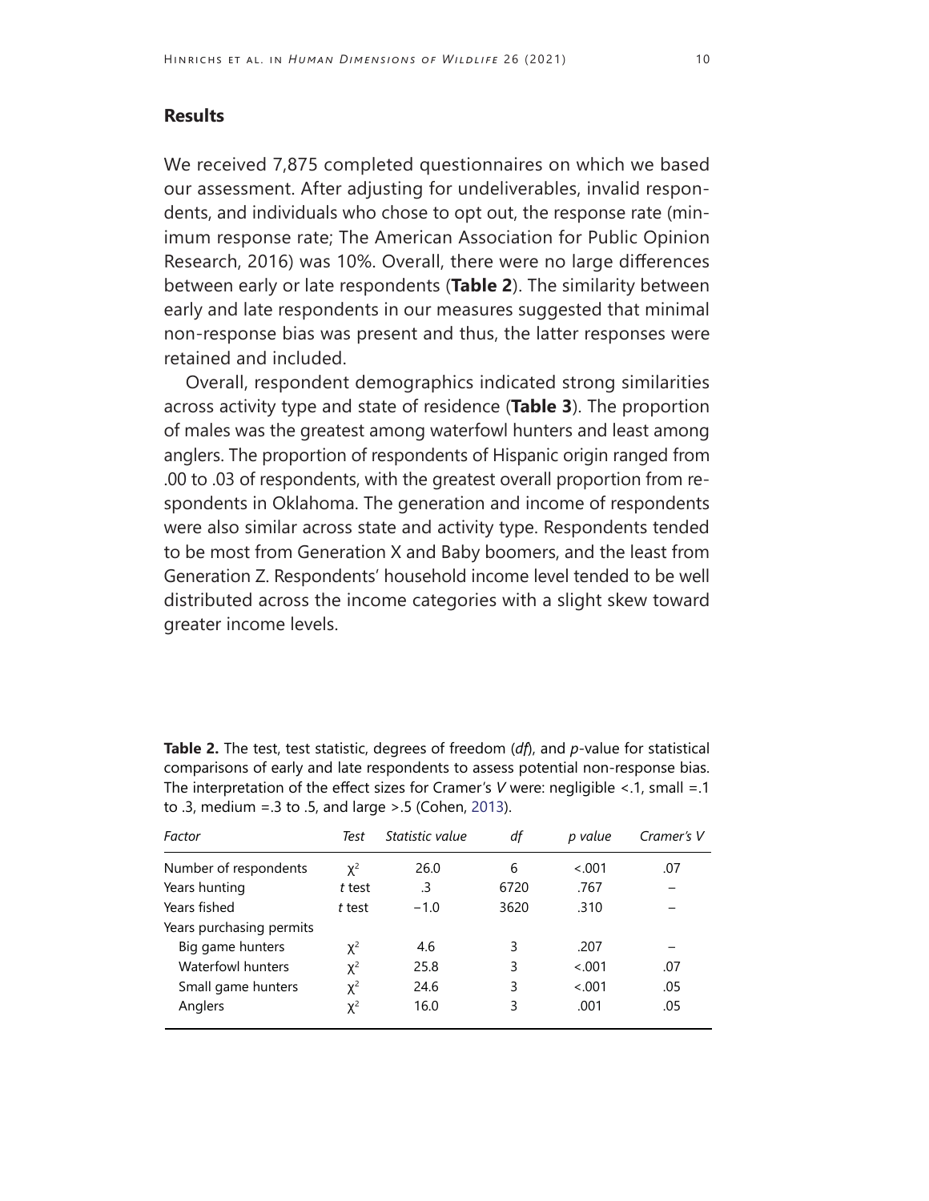## Results

We received 7,875 completed questionnaires on which we based our assessment. After adjusting for undeliverables, invalid respondents, and individuals who chose to opt out, the response rate (minimum response rate; The American Association for Public Opinion Research, 2016) was 10%. Overall, there were no large differences between early or late respondents (**Table 2**). The similarity between early and late respondents in our measures suggested that minimal non-response bias was present and thus, the latter responses were retained and included.

Overall, respondent demographics indicated strong similarities across activity type and state of residence (**Table 3**). The proportion of males was the greatest among waterfowl hunters and least among anglers. The proportion of respondents of Hispanic origin ranged from .00 to .03 of respondents, with the greatest overall proportion from respondents in Oklahoma. The generation and income of respondents were also similar across state and activity type. Respondents tended to be most from Generation X and Baby boomers, and the least from Generation Z. Respondents' household income level tended to be well distributed across the income categories with a slight skew toward greater income levels.

**Table 2.** The test, test statistic, degrees of freedom (*df*), and *p*-value for statistical comparisons of early and late respondents to assess potential non-response bias. The interpretation of the effect sizes for Cramer's *V* were: negligible <.1, small =.1 to .3, medium =.3 to .5, and large >.5 (Cohen, 2013).

| *Factor* | *Test* | *Statistic value* | *df* | *p value* | *Cramer's V* |
|---|---|---|---|---|---|
| Number of respondents | $\chi^2$ | 26.0 | 6 | <.001 | .07 |
| Years hunting | *t* test | .3 | 6720 | .767 | – |
| Years fished | *t* test | −1.0 | 3620 | .310 | – |
| Years purchasing permits | | | | | |
| Big game hunters | $\chi^2$ | 4.6 | 3 | .207 | – |
| Waterfowl hunters | $\chi^2$ | 25.8 | 3 | <.001 | .07 |
| Small game hunters | $\chi^2$ | 24.6 | 3 | <.001 | .05 |
| Anglers | $\chi^2$ | 16.0 | 3 | .001 | .05 |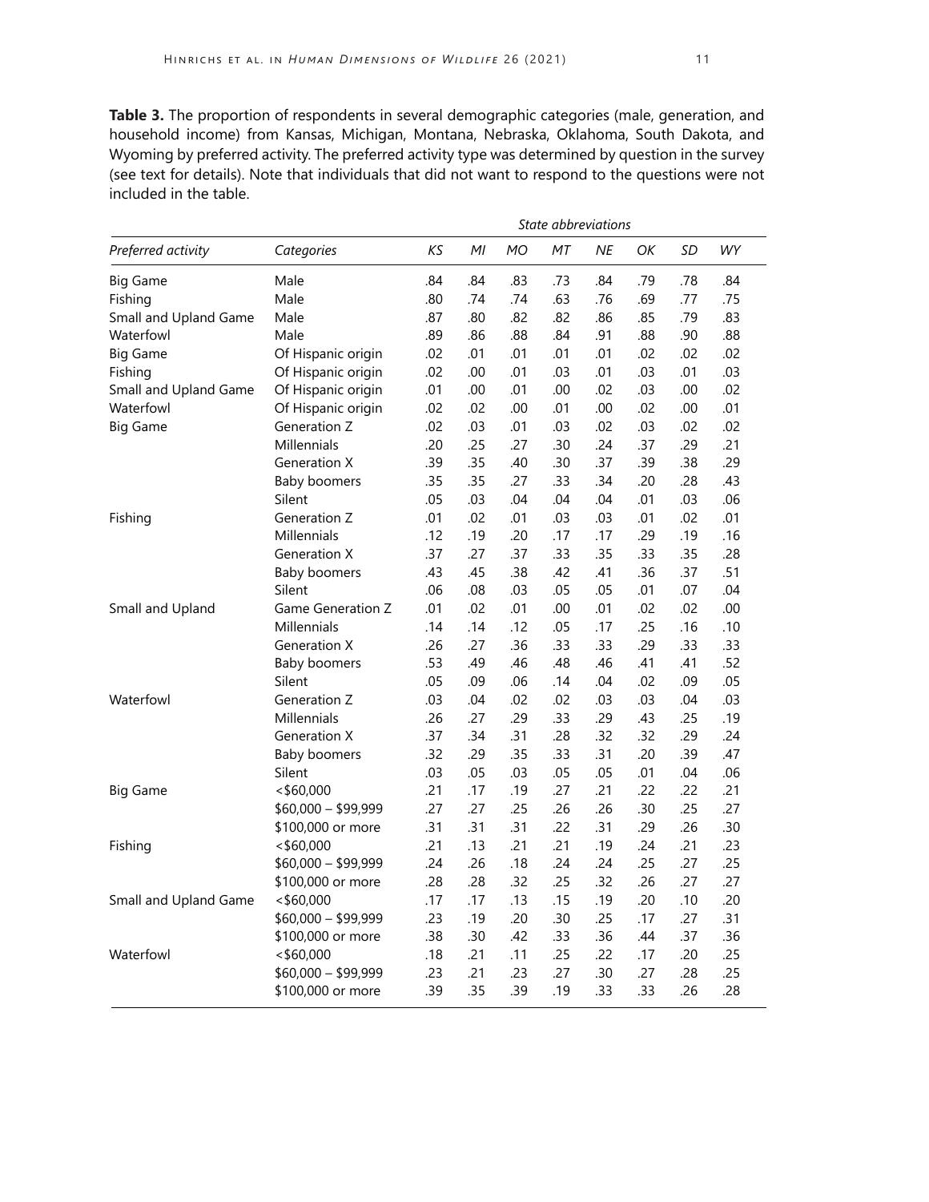**Table 3.** The proportion of respondents in several demographic categories (male, generation, and household income) from Kansas, Michigan, Montana, Nebraska, Oklahoma, South Dakota, and Wyoming by preferred activity. The preferred activity type was determined by question in the survey (see text for details). Note that individuals that did not want to respond to the questions were not included in the table.

| | | *State abbreviations* | | | | | | | |
|---|---|---|---|---|---|---|---|---|---|
| *Preferred activity* | *Categories* | *KS* | *MI* | *MO* | *MT* | *NE* | *OK* | *SD* | *WY* |
| Big Game | Male | .84 | .84 | .83 | .73 | .84 | .79 | .78 | .84 |
| Fishing | Male | .80 | .74 | .74 | .63 | .76 | .69 | .77 | .75 |
| Small and Upland Game | Male | .87 | .80 | .82 | .82 | .86 | .85 | .79 | .83 |
| Waterfowl | Male | .89 | .86 | .88 | .84 | .91 | .88 | .90 | .88 |
| Big Game | Of Hispanic origin | .02 | .01 | .01 | .01 | .01 | .02 | .02 | .02 |
| Fishing | Of Hispanic origin | .02 | .00 | .01 | .03 | .01 | .03 | .01 | .03 |
| Small and Upland Game | Of Hispanic origin | .01 | .00 | .01 | .00 | .02 | .03 | .00 | .02 |
| Waterfowl | Of Hispanic origin | .02 | .02 | .00 | .01 | .00 | .02 | .00 | .01 |
| Big Game | Generation Z | .02 | .03 | .01 | .03 | .02 | .03 | .02 | .02 |
| | Millennials | .20 | .25 | .27 | .30 | .24 | .37 | .29 | .21 |
| | Generation X | .39 | .35 | .40 | .30 | .37 | .39 | .38 | .29 |
| | Baby boomers | .35 | .35 | .27 | .33 | .34 | .20 | .28 | .43 |
| | Silent | .05 | .03 | .04 | .04 | .04 | .01 | .03 | .06 |
| Fishing | Generation Z | .01 | .02 | .01 | .03 | .03 | .01 | .02 | .01 |
| | Millennials | .12 | .19 | .20 | .17 | .17 | .29 | .19 | .16 |
| | Generation X | .37 | .27 | .37 | .33 | .35 | .33 | .35 | .28 |
| | Baby boomers | .43 | .45 | .38 | .42 | .41 | .36 | .37 | .51 |
| | Silent | .06 | .08 | .03 | .05 | .05 | .01 | .07 | .04 |
| Small and Upland | Game Generation Z | .01 | .02 | .01 | .00 | .01 | .02 | .02 | .00 |
| | Millennials | .14 | .14 | .12 | .05 | .17 | .25 | .16 | .10 |
| | Generation X | .26 | .27 | .36 | .33 | .33 | .29 | .33 | .33 |
| | Baby boomers | .53 | .49 | .46 | .48 | .46 | .41 | .41 | .52 |
| | Silent | .05 | .09 | .06 | .14 | .04 | .02 | .09 | .05 |
| Waterfowl | Generation Z | .03 | .04 | .02 | .02 | .03 | .03 | .04 | .03 |
| | Millennials | .26 | .27 | .29 | .33 | .29 | .43 | .25 | .19 |
| | Generation X | .37 | .34 | .31 | .28 | .32 | .32 | .29 | .24 |
| | Baby boomers | .32 | .29 | .35 | .33 | .31 | .20 | .39 | .47 |
| | Silent | .03 | .05 | .03 | .05 | .05 | .01 | .04 | .06 |
| Big Game | <$60,000 | .21 | .17 | .19 | .27 | .21 | .22 | .22 | .21 |
| | $60,000 – $99,999 | .27 | .27 | .25 | .26 | .26 | .30 | .25 | .27 |
| | $100,000 or more | .31 | .31 | .31 | .22 | .31 | .29 | .26 | .30 |
| Fishing | <$60,000 | .21 | .13 | .21 | .21 | .19 | .24 | .21 | .23 |
| | $60,000 – $99,999 | .24 | .26 | .18 | .24 | .24 | .25 | .27 | .25 |
| | $100,000 or more | .28 | .28 | .32 | .25 | .32 | .26 | .27 | .27 |
| Small and Upland Game | <$60,000 | .17 | .17 | .13 | .15 | .19 | .20 | .10 | .20 |
| | $60,000 – $99,999 | .23 | .19 | .20 | .30 | .25 | .17 | .27 | .31 |
| | $100,000 or more | .38 | .30 | .42 | .33 | .36 | .44 | .37 | .36 |
| Waterfowl | <$60,000 | .18 | .21 | .11 | .25 | .22 | .17 | .20 | .25 |
| | $60,000 – $99,999 | .23 | .21 | .23 | .27 | .30 | .27 | .28 | .25 |
| | $100,000 or more | .39 | .35 | .39 | .19 | .33 | .33 | .26 | .28 |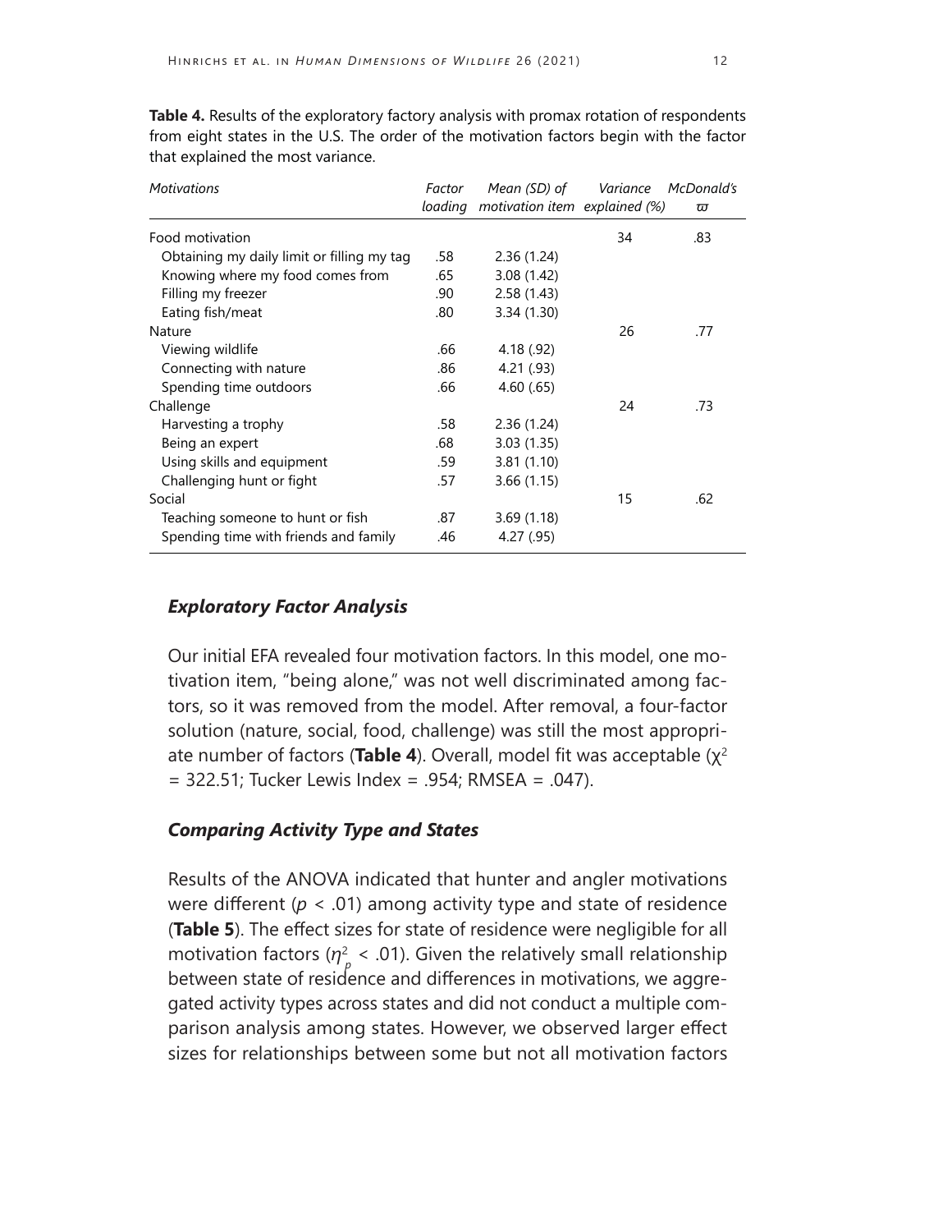**Table 4.** Results of the exploratory factory analysis with promax rotation of respondents from eight states in the U.S. The order of the motivation factors begin with the factor that explained the most variance.

| *Motivations* | *Factor loading* | *Mean (SD) of motivation item* | *Variance explained (%)* | *McDonald's* $\varpi$ |
|---|---|---|---|---|
| Food motivation | | | 34 | .83 |
| Obtaining my daily limit or filling my tag | .58 | 2.36 (1.24) | | |
| Knowing where my food comes from | .65 | 3.08 (1.42) | | |
| Filling my freezer | .90 | 2.58 (1.43) | | |
| Eating fish/meat | .80 | 3.34 (1.30) | | |
| Nature | | | 26 | .77 |
| Viewing wildlife | .66 | 4.18 (.92) | | |
| Connecting with nature | .86 | 4.21 (.93) | | |
| Spending time outdoors | .66 | 4.60 (.65) | | |
| Challenge | | | 24 | .73 |
| Harvesting a trophy | .58 | 2.36 (1.24) | | |
| Being an expert | .68 | 3.03 (1.35) | | |
| Using skills and equipment | .59 | 3.81 (1.10) | | |
| Challenging hunt or fight | .57 | 3.66 (1.15) | | |
| Social | | | 15 | .62 |
| Teaching someone to hunt or fish | .87 | 3.69 (1.18) | | |
| Spending time with friends and family | .46 | 4.27 (.95) | | |

### *Exploratory Factor Analysis*

Our initial EFA revealed four motivation factors. In this model, one motivation item, "being alone," was not well discriminated among factors, so it was removed from the model. After removal, a four-factor solution (nature, social, food, challenge) was still the most appropriate number of factors (**Table 4**). Overall, model fit was acceptable ($\chi^2 = 322.51$; Tucker Lewis Index = .954; RMSEA = .047).

### *Comparing Activity Type and States*

Results of the ANOVA indicated that hunter and angler motivations were different ($p < .01$) among activity type and state of residence (**Table 5**). The effect sizes for state of residence were negligible for all motivation factors ($\eta_p^2 < .01$). Given the relatively small relationship between state of residence and differences in motivations, we aggregated activity types across states and did not conduct a multiple comparison analysis among states. However, we observed larger effect sizes for relationships between some but not all motivation factors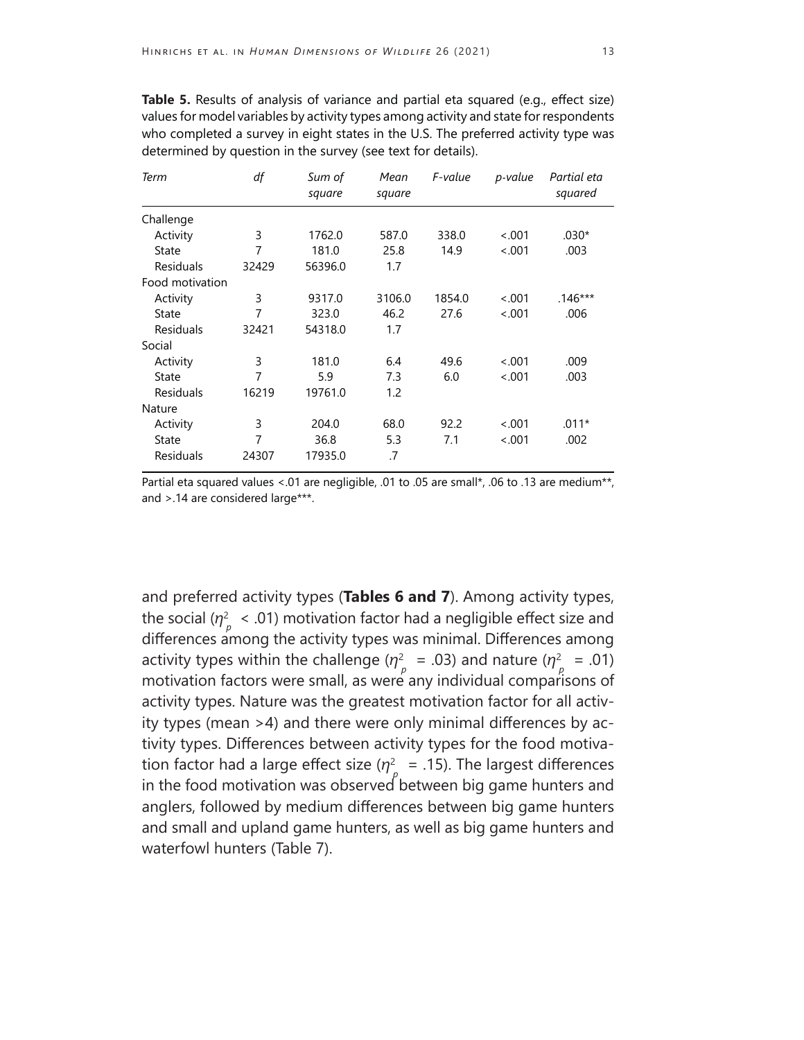**Table 5.** Results of analysis of variance and partial eta squared (e.g., effect size) values for model variables by activity types among activity and state for respondents who completed a survey in eight states in the U.S. The preferred activity type was determined by question in the survey (see text for details).

| *Term* | *df* | *Sum of square* | *Mean square* | *F-value* | *p-value* | *Partial eta squared* |
|---|---|---|---|---|---|---|
| Challenge | | | | | | |
| Activity | 3 | 1762.0 | 587.0 | 338.0 | <.001 | .030* |
| State | 7 | 181.0 | 25.8 | 14.9 | <.001 | .003 |
| Residuals | 32429 | 56396.0 | 1.7 | | | |
| Food motivation | | | | | | |
| Activity | 3 | 9317.0 | 3106.0 | 1854.0 | <.001 | .146*** |
| State | 7 | 323.0 | 46.2 | 27.6 | <.001 | .006 |
| Residuals | 32421 | 54318.0 | 1.7 | | | |
| Social | | | | | | |
| Activity | 3 | 181.0 | 6.4 | 49.6 | <.001 | .009 |
| State | 7 | 5.9 | 7.3 | 6.0 | <.001 | .003 |
| Residuals | 16219 | 19761.0 | 1.2 | | | |
| Nature | | | | | | |
| Activity | 3 | 204.0 | 68.0 | 92.2 | <.001 | .011* |
| State | 7 | 36.8 | 5.3 | 7.1 | <.001 | .002 |
| Residuals | 24307 | 17935.0 | .7 | | | |

Partial eta squared values <.01 are negligible, .01 to .05 are small*, .06 to .13 are medium**, and >.14 are considered large***.

and preferred activity types (**Tables 6 and 7**). Among activity types, the social ($\eta^2_p$ < .01) motivation factor had a negligible effect size and differences among the activity types was minimal. Differences among activity types within the challenge ($\eta^2_p$ = .03) and nature ($\eta^2_p$ = .01) motivation factors were small, as were any individual comparisons of activity types. Nature was the greatest motivation factor for all activity types (mean >4) and there were only minimal differences by activity types. Differences between activity types for the food motivation factor had a large effect size ($\eta^2_p$ = .15). The largest differences in the food motivation was observed between big game hunters and anglers, followed by medium differences between big game hunters and small and upland game hunters, as well as big game hunters and waterfowl hunters (Table 7).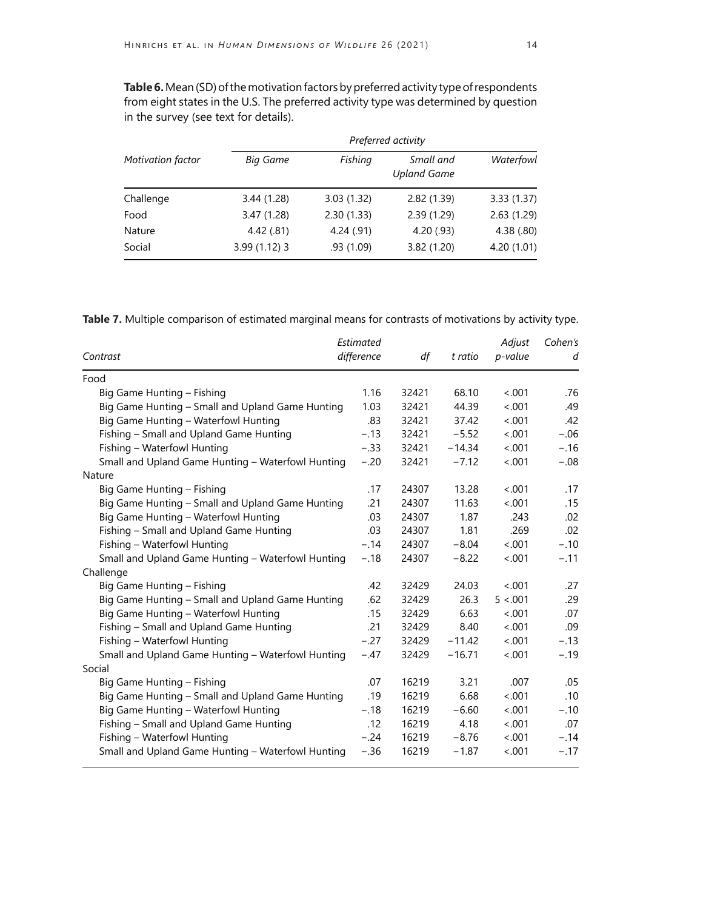**Table 6.** Mean (SD) of the motivation factors by preferred activity type of respondents from eight states in the U.S. The preferred activity type was determined by question in the survey (see text for details).

| *Motivation factor* | *Preferred activity* | | | |
|---|---|---|---|---|
| | *Big Game* | *Fishing* | *Small and Upland Game* | *Waterfowl* |
| Challenge | 3.44 (1.28) | 3.03 (1.32) | 2.82 (1.39) | 3.33 (1.37) |
| Food | 3.47 (1.28) | 2.30 (1.33) | 2.39 (1.29) | 2.63 (1.29) |
| Nature | 4.42 (.81) | 4.24 (.91) | 4.20 (.93) | 4.38 (.80) |
| Social | 3.99 (1.12) 3 | .93 (1.09) | 3.82 (1.20) | 4.20 (1.01) |

**Table 7.** Multiple comparison of estimated marginal means for contrasts of motivations by activity type.

| *Contrast* | *Estimated difference* | *df* | *t ratio* | *Adjust p-value* | *Cohen's d* |
|---|---|---|---|---|---|
| Food | | | | | |
| Big Game Hunting – Fishing | 1.16 | 32421 | 68.10 | <.001 | .76 |
| Big Game Hunting – Small and Upland Game Hunting | 1.03 | 32421 | 44.39 | <.001 | .49 |
| Big Game Hunting – Waterfowl Hunting | .83 | 32421 | 37.42 | <.001 | .42 |
| Fishing – Small and Upland Game Hunting | −.13 | 32421 | −5.52 | <.001 | −.06 |
| Fishing – Waterfowl Hunting | −.33 | 32421 | −14.34 | <.001 | −.16 |
| Small and Upland Game Hunting – Waterfowl Hunting | −.20 | 32421 | −7.12 | <.001 | −.08 |
| Nature | | | | | |
| Big Game Hunting – Fishing | .17 | 24307 | 13.28 | <.001 | .17 |
| Big Game Hunting – Small and Upland Game Hunting | .21 | 24307 | 11.63 | <.001 | .15 |
| Big Game Hunting – Waterfowl Hunting | .03 | 24307 | 1.87 | .243 | .02 |
| Fishing – Small and Upland Game Hunting | .03 | 24307 | 1.81 | .269 | .02 |
| Fishing – Waterfowl Hunting | −.14 | 24307 | −8.04 | <.001 | −.10 |
| Small and Upland Game Hunting – Waterfowl Hunting | −.18 | 24307 | −8.22 | <.001 | −.11 |
| Challenge | | | | | |
| Big Game Hunting – Fishing | .42 | 32429 | 24.03 | <.001 | .27 |
| Big Game Hunting – Small and Upland Game Hunting | .62 | 32429 | 26.3 | 5 <.001 | .29 |
| Big Game Hunting – Waterfowl Hunting | .15 | 32429 | 6.63 | <.001 | .07 |
| Fishing – Small and Upland Game Hunting | .21 | 32429 | 8.40 | <.001 | .09 |
| Fishing – Waterfowl Hunting | −.27 | 32429 | −11.42 | <.001 | −.13 |
| Small and Upland Game Hunting – Waterfowl Hunting | −.47 | 32429 | −16.71 | <.001 | −.19 |
| Social | | | | | |
| Big Game Hunting – Fishing | .07 | 16219 | 3.21 | .007 | .05 |
| Big Game Hunting – Small and Upland Game Hunting | .19 | 16219 | 6.68 | <.001 | .10 |
| Big Game Hunting – Waterfowl Hunting | −.18 | 16219 | −6.60 | <.001 | −.10 |
| Fishing – Small and Upland Game Hunting | .12 | 16219 | 4.18 | <.001 | .07 |
| Fishing – Waterfowl Hunting | −.24 | 16219 | −8.76 | <.001 | −.14 |
| Small and Upland Game Hunting – Waterfowl Hunting | −.36 | 16219 | −1.87 | <.001 | −.17 |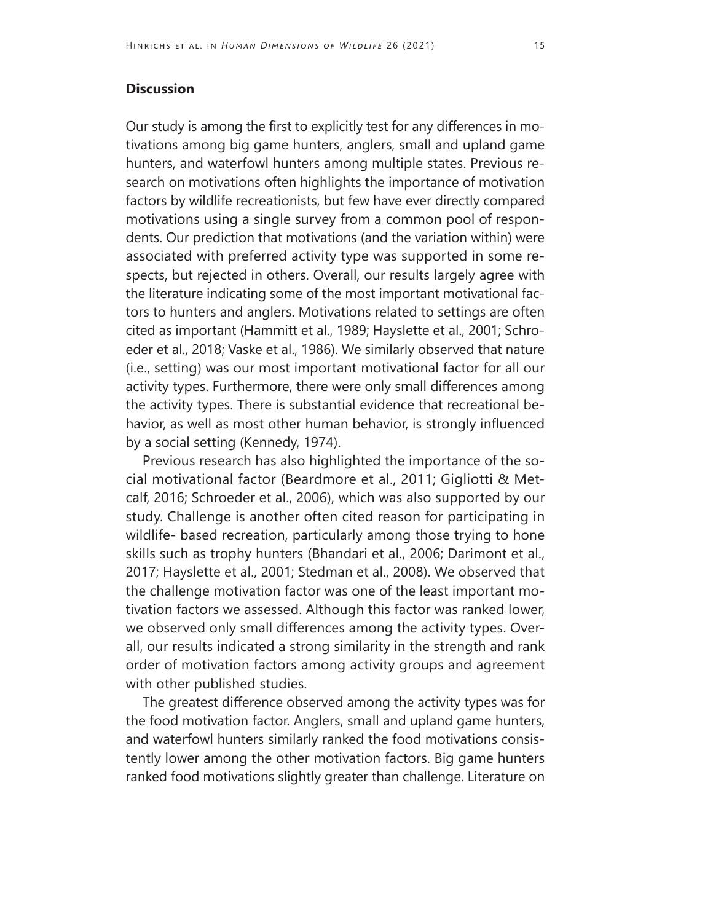## Discussion

Our study is among the first to explicitly test for any differences in motivations among big game hunters, anglers, small and upland game hunters, and waterfowl hunters among multiple states. Previous research on motivations often highlights the importance of motivation factors by wildlife recreationists, but few have ever directly compared motivations using a single survey from a common pool of respondents. Our prediction that motivations (and the variation within) were associated with preferred activity type was supported in some respects, but rejected in others. Overall, our results largely agree with the literature indicating some of the most important motivational factors to hunters and anglers. Motivations related to settings are often cited as important (Hammitt et al., 1989; Hayslette et al., 2001; Schroeder et al., 2018; Vaske et al., 1986). We similarly observed that nature (i.e., setting) was our most important motivational factor for all our activity types. Furthermore, there were only small differences among the activity types. There is substantial evidence that recreational behavior, as well as most other human behavior, is strongly influenced by a social setting (Kennedy, 1974).

Previous research has also highlighted the importance of the social motivational factor (Beardmore et al., 2011; Gigliotti & Metcalf, 2016; Schroeder et al., 2006), which was also supported by our study. Challenge is another often cited reason for participating in wildlife- based recreation, particularly among those trying to hone skills such as trophy hunters (Bhandari et al., 2006; Darimont et al., 2017; Hayslette et al., 2001; Stedman et al., 2008). We observed that the challenge motivation factor was one of the least important motivation factors we assessed. Although this factor was ranked lower, we observed only small differences among the activity types. Overall, our results indicated a strong similarity in the strength and rank order of motivation factors among activity groups and agreement with other published studies.

The greatest difference observed among the activity types was for the food motivation factor. Anglers, small and upland game hunters, and waterfowl hunters similarly ranked the food motivations consistently lower among the other motivation factors. Big game hunters ranked food motivations slightly greater than challenge. Literature on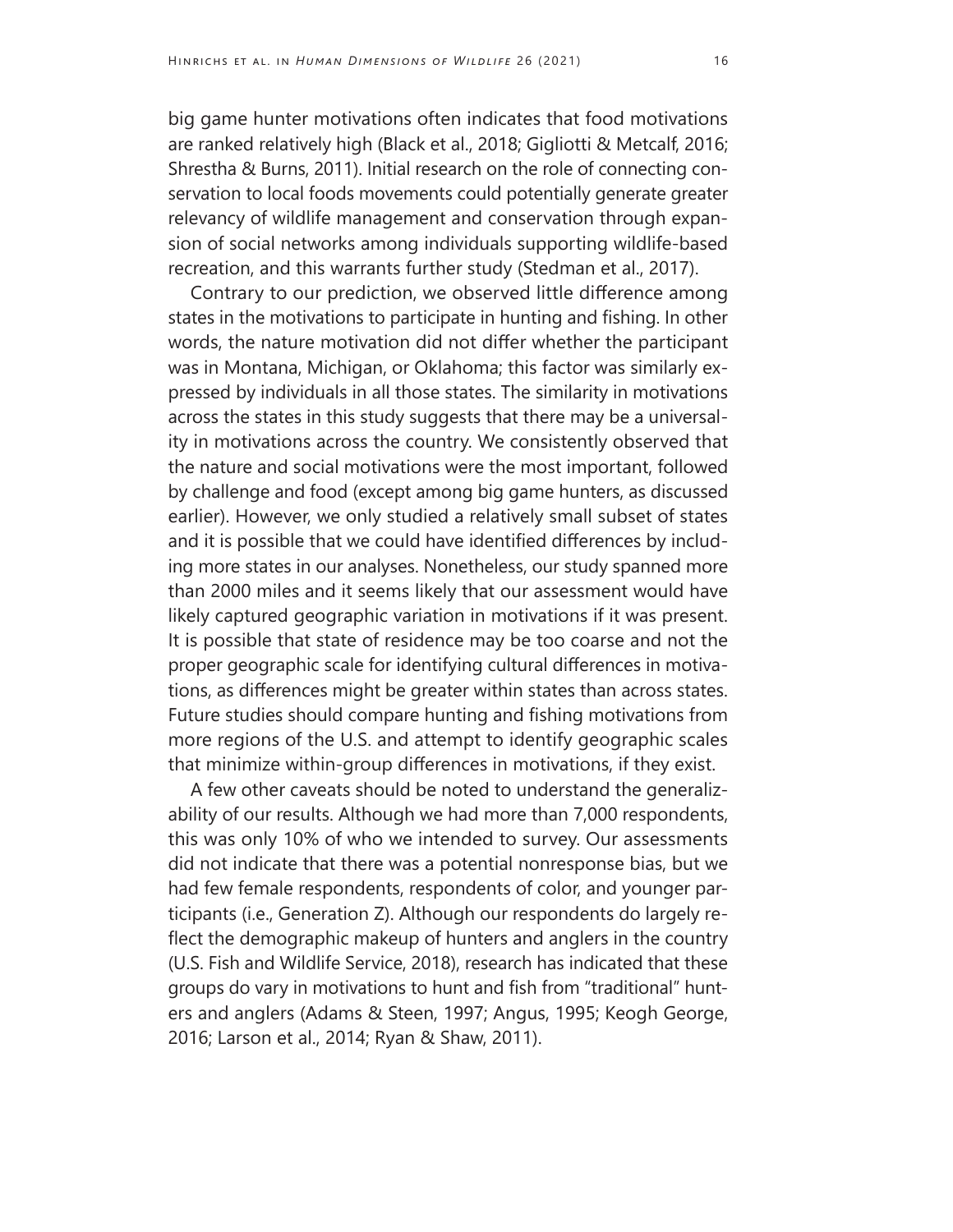big game hunter motivations often indicates that food motivations are ranked relatively high (Black et al., 2018; Gigliotti & Metcalf, 2016; Shrestha & Burns, 2011). Initial research on the role of connecting conservation to local foods movements could potentially generate greater relevancy of wildlife management and conservation through expansion of social networks among individuals supporting wildlife-based recreation, and this warrants further study (Stedman et al., 2017).

Contrary to our prediction, we observed little difference among states in the motivations to participate in hunting and fishing. In other words, the nature motivation did not differ whether the participant was in Montana, Michigan, or Oklahoma; this factor was similarly expressed by individuals in all those states. The similarity in motivations across the states in this study suggests that there may be a universality in motivations across the country. We consistently observed that the nature and social motivations were the most important, followed by challenge and food (except among big game hunters, as discussed earlier). However, we only studied a relatively small subset of states and it is possible that we could have identified differences by including more states in our analyses. Nonetheless, our study spanned more than 2000 miles and it seems likely that our assessment would have likely captured geographic variation in motivations if it was present. It is possible that state of residence may be too coarse and not the proper geographic scale for identifying cultural differences in motivations, as differences might be greater within states than across states. Future studies should compare hunting and fishing motivations from more regions of the U.S. and attempt to identify geographic scales that minimize within-group differences in motivations, if they exist.

A few other caveats should be noted to understand the generalizability of our results. Although we had more than 7,000 respondents, this was only 10% of who we intended to survey. Our assessments did not indicate that there was a potential nonresponse bias, but we had few female respondents, respondents of color, and younger participants (i.e., Generation Z). Although our respondents do largely reflect the demographic makeup of hunters and anglers in the country (U.S. Fish and Wildlife Service, 2018), research has indicated that these groups do vary in motivations to hunt and fish from "traditional" hunters and anglers (Adams & Steen, 1997; Angus, 1995; Keogh George, 2016; Larson et al., 2014; Ryan & Shaw, 2011).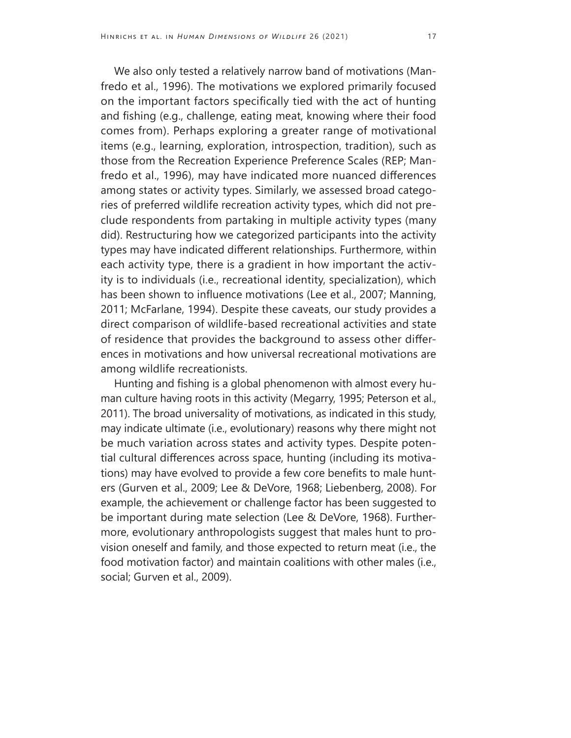We also only tested a relatively narrow band of motivations (Manfredo et al., 1996). The motivations we explored primarily focused on the important factors specifically tied with the act of hunting and fishing (e.g., challenge, eating meat, knowing where their food comes from). Perhaps exploring a greater range of motivational items (e.g., learning, exploration, introspection, tradition), such as those from the Recreation Experience Preference Scales (REP; Manfredo et al., 1996), may have indicated more nuanced differences among states or activity types. Similarly, we assessed broad categories of preferred wildlife recreation activity types, which did not preclude respondents from partaking in multiple activity types (many did). Restructuring how we categorized participants into the activity types may have indicated different relationships. Furthermore, within each activity type, there is a gradient in how important the activity is to individuals (i.e., recreational identity, specialization), which has been shown to influence motivations (Lee et al., 2007; Manning, 2011; McFarlane, 1994). Despite these caveats, our study provides a direct comparison of wildlife-based recreational activities and state of residence that provides the background to assess other differences in motivations and how universal recreational motivations are among wildlife recreationists.

Hunting and fishing is a global phenomenon with almost every human culture having roots in this activity (Megarry, 1995; Peterson et al., 2011). The broad universality of motivations, as indicated in this study, may indicate ultimate (i.e., evolutionary) reasons why there might not be much variation across states and activity types. Despite potential cultural differences across space, hunting (including its motivations) may have evolved to provide a few core benefits to male hunters (Gurven et al., 2009; Lee & DeVore, 1968; Liebenberg, 2008). For example, the achievement or challenge factor has been suggested to be important during mate selection (Lee & DeVore, 1968). Furthermore, evolutionary anthropologists suggest that males hunt to provision oneself and family, and those expected to return meat (i.e., the food motivation factor) and maintain coalitions with other males (i.e., social; Gurven et al., 2009).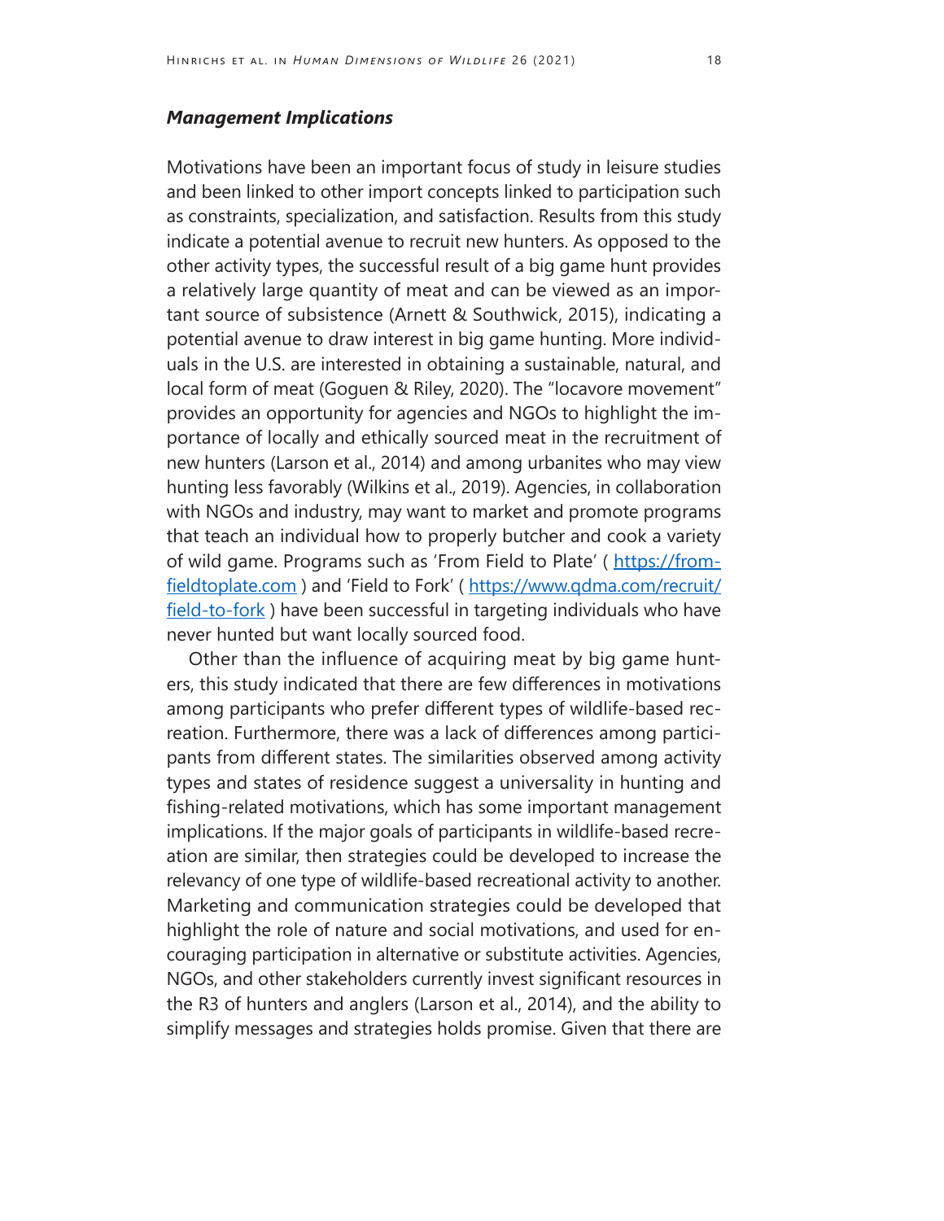### *Management Implications*

Motivations have been an important focus of study in leisure studies and been linked to other import concepts linked to participation such as constraints, specialization, and satisfaction. Results from this study indicate a potential avenue to recruit new hunters. As opposed to the other activity types, the successful result of a big game hunt provides a relatively large quantity of meat and can be viewed as an important source of subsistence (Arnett & Southwick, 2015), indicating a potential avenue to draw interest in big game hunting. More individuals in the U.S. are interested in obtaining a sustainable, natural, and local form of meat (Goguen & Riley, 2020). The "locavore movement" provides an opportunity for agencies and NGOs to highlight the importance of locally and ethically sourced meat in the recruitment of new hunters (Larson et al., 2014) and among urbanites who may view hunting less favorably (Wilkins et al., 2019). Agencies, in collaboration with NGOs and industry, may want to market and promote programs that teach an individual how to properly butcher and cook a variety of wild game. Programs such as 'From Field to Plate' ( https://fromfieldtoplate.com ) and 'Field to Fork' ( https://www.qdma.com/recruit/field-to-fork ) have been successful in targeting individuals who have never hunted but want locally sourced food.

Other than the influence of acquiring meat by big game hunters, this study indicated that there are few differences in motivations among participants who prefer different types of wildlife-based recreation. Furthermore, there was a lack of differences among participants from different states. The similarities observed among activity types and states of residence suggest a universality in hunting and fishing-related motivations, which has some important management implications. If the major goals of participants in wildlife-based recreation are similar, then strategies could be developed to increase the relevancy of one type of wildlife-based recreational activity to another. Marketing and communication strategies could be developed that highlight the role of nature and social motivations, and used for encouraging participation in alternative or substitute activities. Agencies, NGOs, and other stakeholders currently invest significant resources in the R3 of hunters and anglers (Larson et al., 2014), and the ability to simplify messages and strategies holds promise. Given that there are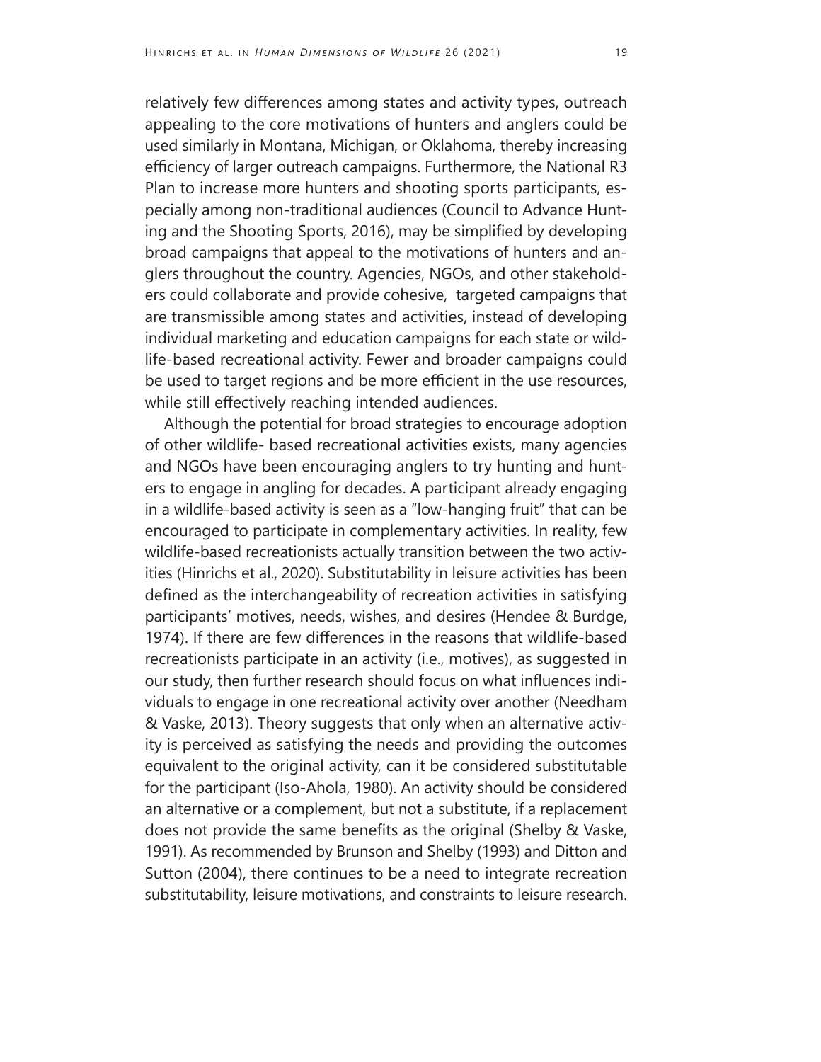relatively few differences among states and activity types, outreach appealing to the core motivations of hunters and anglers could be used similarly in Montana, Michigan, or Oklahoma, thereby increasing efficiency of larger outreach campaigns. Furthermore, the National R3 Plan to increase more hunters and shooting sports participants, especially among non-traditional audiences (Council to Advance Hunting and the Shooting Sports, 2016), may be simplified by developing broad campaigns that appeal to the motivations of hunters and anglers throughout the country. Agencies, NGOs, and other stakeholders could collaborate and provide cohesive, targeted campaigns that are transmissible among states and activities, instead of developing individual marketing and education campaigns for each state or wildlife-based recreational activity. Fewer and broader campaigns could be used to target regions and be more efficient in the use resources, while still effectively reaching intended audiences.

Although the potential for broad strategies to encourage adoption of other wildlife- based recreational activities exists, many agencies and NGOs have been encouraging anglers to try hunting and hunters to engage in angling for decades. A participant already engaging in a wildlife-based activity is seen as a "low-hanging fruit" that can be encouraged to participate in complementary activities. In reality, few wildlife-based recreationists actually transition between the two activities (Hinrichs et al., 2020). Substitutability in leisure activities has been defined as the interchangeability of recreation activities in satisfying participants' motives, needs, wishes, and desires (Hendee & Burdge, 1974). If there are few differences in the reasons that wildlife-based recreationists participate in an activity (i.e., motives), as suggested in our study, then further research should focus on what influences individuals to engage in one recreational activity over another (Needham & Vaske, 2013). Theory suggests that only when an alternative activity is perceived as satisfying the needs and providing the outcomes equivalent to the original activity, can it be considered substitutable for the participant (Iso-Ahola, 1980). An activity should be considered an alternative or a complement, but not a substitute, if a replacement does not provide the same benefits as the original (Shelby & Vaske, 1991). As recommended by Brunson and Shelby (1993) and Ditton and Sutton (2004), there continues to be a need to integrate recreation substitutability, leisure motivations, and constraints to leisure research.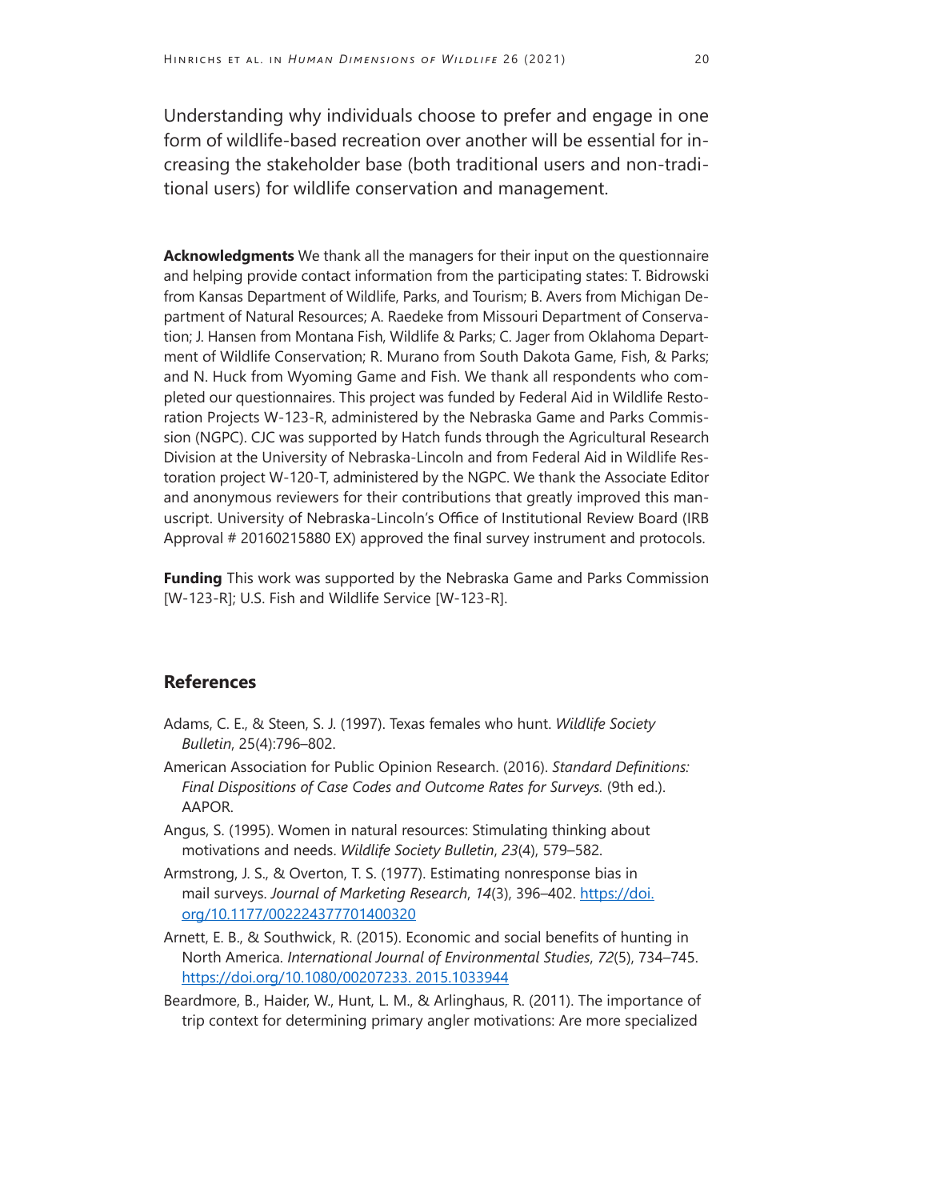Understanding why individuals choose to prefer and engage in one form of wildlife-based recreation over another will be essential for increasing the stakeholder base (both traditional users and non-traditional users) for wildlife conservation and management.

**Acknowledgments** We thank all the managers for their input on the questionnaire and helping provide contact information from the participating states: T. Bidrowski from Kansas Department of Wildlife, Parks, and Tourism; B. Avers from Michigan Department of Natural Resources; A. Raedeke from Missouri Department of Conservation; J. Hansen from Montana Fish, Wildlife & Parks; C. Jager from Oklahoma Department of Wildlife Conservation; R. Murano from South Dakota Game, Fish, & Parks; and N. Huck from Wyoming Game and Fish. We thank all respondents who completed our questionnaires. This project was funded by Federal Aid in Wildlife Restoration Projects W-123-R, administered by the Nebraska Game and Parks Commission (NGPC). CJC was supported by Hatch funds through the Agricultural Research Division at the University of Nebraska-Lincoln and from Federal Aid in Wildlife Restoration project W-120-T, administered by the NGPC. We thank the Associate Editor and anonymous reviewers for their contributions that greatly improved this manuscript. University of Nebraska-Lincoln's Office of Institutional Review Board (IRB Approval # 20160215880 EX) approved the final survey instrument and protocols.

**Funding** This work was supported by the Nebraska Game and Parks Commission [W-123-R]; U.S. Fish and Wildlife Service [W-123-R].

## References

Adams, C. E., & Steen, S. J. (1997). Texas females who hunt. *Wildlife Society Bulletin*, 25(4):796–802.

American Association for Public Opinion Research. (2016). *Standard Definitions: Final Dispositions of Case Codes and Outcome Rates for Surveys.* (9th ed.). AAPOR.

Angus, S. (1995). Women in natural resources: Stimulating thinking about motivations and needs. *Wildlife Society Bulletin*, *23*(4), 579–582.

Armstrong, J. S., & Overton, T. S. (1977). Estimating nonresponse bias in mail surveys. *Journal of Marketing Research*, *14*(3), 396–402. https://doi.org/10.1177/002224377701400320

Arnett, E. B., & Southwick, R. (2015). Economic and social benefits of hunting in North America. *International Journal of Environmental Studies*, *72*(5), 734–745. https://doi.org/10.1080/00207233. 2015.1033944

Beardmore, B., Haider, W., Hunt, L. M., & Arlinghaus, R. (2011). The importance of trip context for determining primary angler motivations: Are more specialized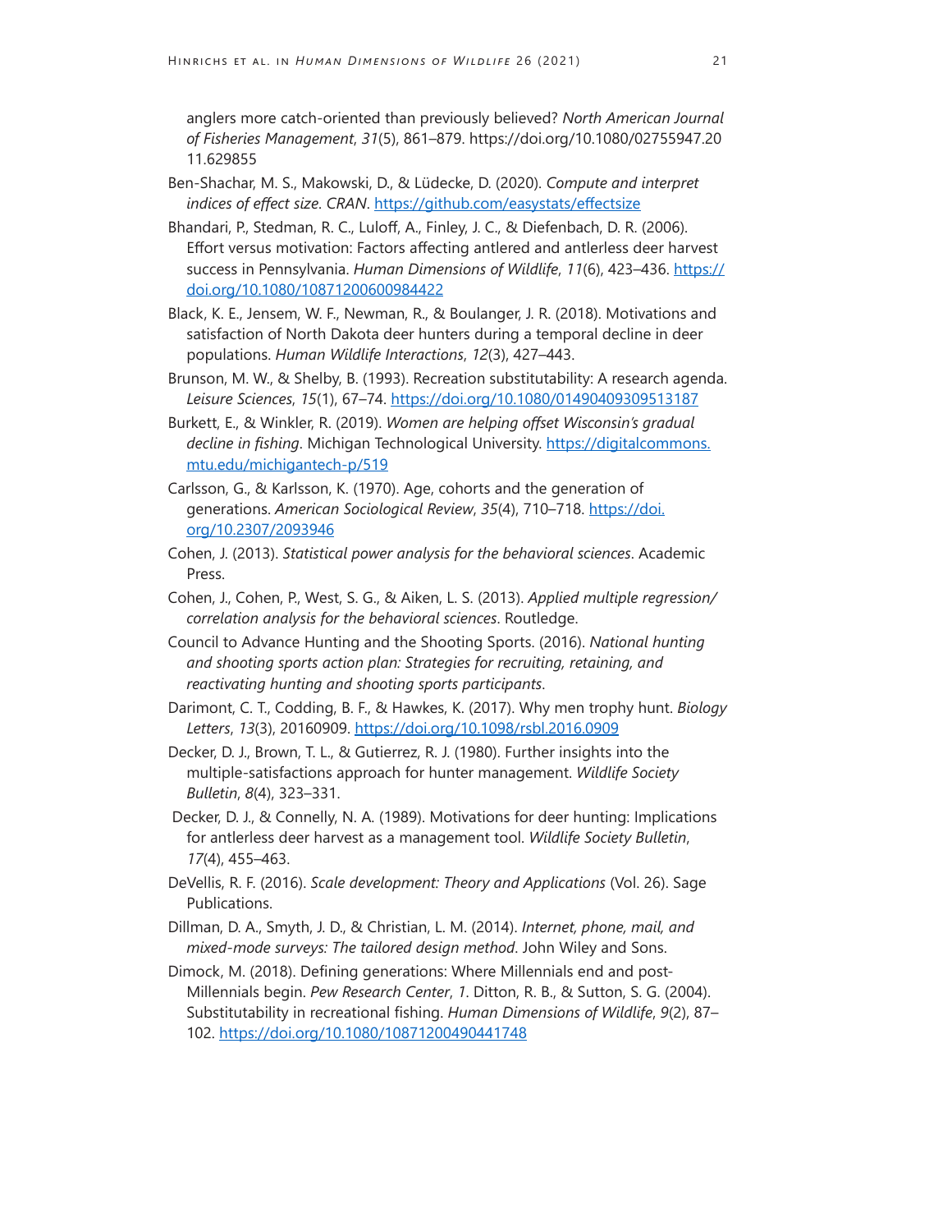anglers more catch-oriented than previously believed? *North American Journal of Fisheries Management*, *31*(5), 861–879. https://doi.org/10.1080/02755947.2011.629855

Ben-Shachar, M. S., Makowski, D., & Lüdecke, D. (2020). *Compute and interpret indices of effect size. CRAN*. https://github.com/easystats/effectsize

Bhandari, P., Stedman, R. C., Luloff, A., Finley, J. C., & Diefenbach, D. R. (2006). Effort versus motivation: Factors affecting antlered and antlerless deer harvest success in Pennsylvania. *Human Dimensions of Wildlife*, *11*(6), 423–436. https://doi.org/10.1080/10871200600984422

Black, K. E., Jensem, W. F., Newman, R., & Boulanger, J. R. (2018). Motivations and satisfaction of North Dakota deer hunters during a temporal decline in deer populations. *Human Wildlife Interactions*, *12*(3), 427–443.

Brunson, M. W., & Shelby, B. (1993). Recreation substitutability: A research agenda. *Leisure Sciences*, *15*(1), 67–74. https://doi.org/10.1080/01490409309513187

Burkett, E., & Winkler, R. (2019). *Women are helping offset Wisconsin's gradual decline in fishing*. Michigan Technological University. https://digitalcommons.mtu.edu/michigantech-p/519

Carlsson, G., & Karlsson, K. (1970). Age, cohorts and the generation of generations. *American Sociological Review*, *35*(4), 710–718. https://doi.org/10.2307/2093946

Cohen, J. (2013). *Statistical power analysis for the behavioral sciences*. Academic Press.

Cohen, J., Cohen, P., West, S. G., & Aiken, L. S. (2013). *Applied multiple regression/correlation analysis for the behavioral sciences*. Routledge.

Council to Advance Hunting and the Shooting Sports. (2016). *National hunting and shooting sports action plan: Strategies for recruiting, retaining, and reactivating hunting and shooting sports participants*.

Darimont, C. T., Codding, B. F., & Hawkes, K. (2017). Why men trophy hunt. *Biology Letters*, *13*(3), 20160909. https://doi.org/10.1098/rsbl.2016.0909

Decker, D. J., Brown, T. L., & Gutierrez, R. J. (1980). Further insights into the multiple-satisfactions approach for hunter management. *Wildlife Society Bulletin*, *8*(4), 323–331.

Decker, D. J., & Connelly, N. A. (1989). Motivations for deer hunting: Implications for antlerless deer harvest as a management tool. *Wildlife Society Bulletin*, *17*(4), 455–463.

DeVellis, R. F. (2016). *Scale development: Theory and Applications* (Vol. 26). Sage Publications.

Dillman, D. A., Smyth, J. D., & Christian, L. M. (2014). *Internet, phone, mail, and mixed-mode surveys: The tailored design method*. John Wiley and Sons.

Dimock, M. (2018). Defining generations: Where Millennials end and post-Millennials begin. *Pew Research Center*, *1*. Ditton, R. B., & Sutton, S. G. (2004). Substitutability in recreational fishing. *Human Dimensions of Wildlife*, *9*(2), 87–102. https://doi.org/10.1080/10871200490441748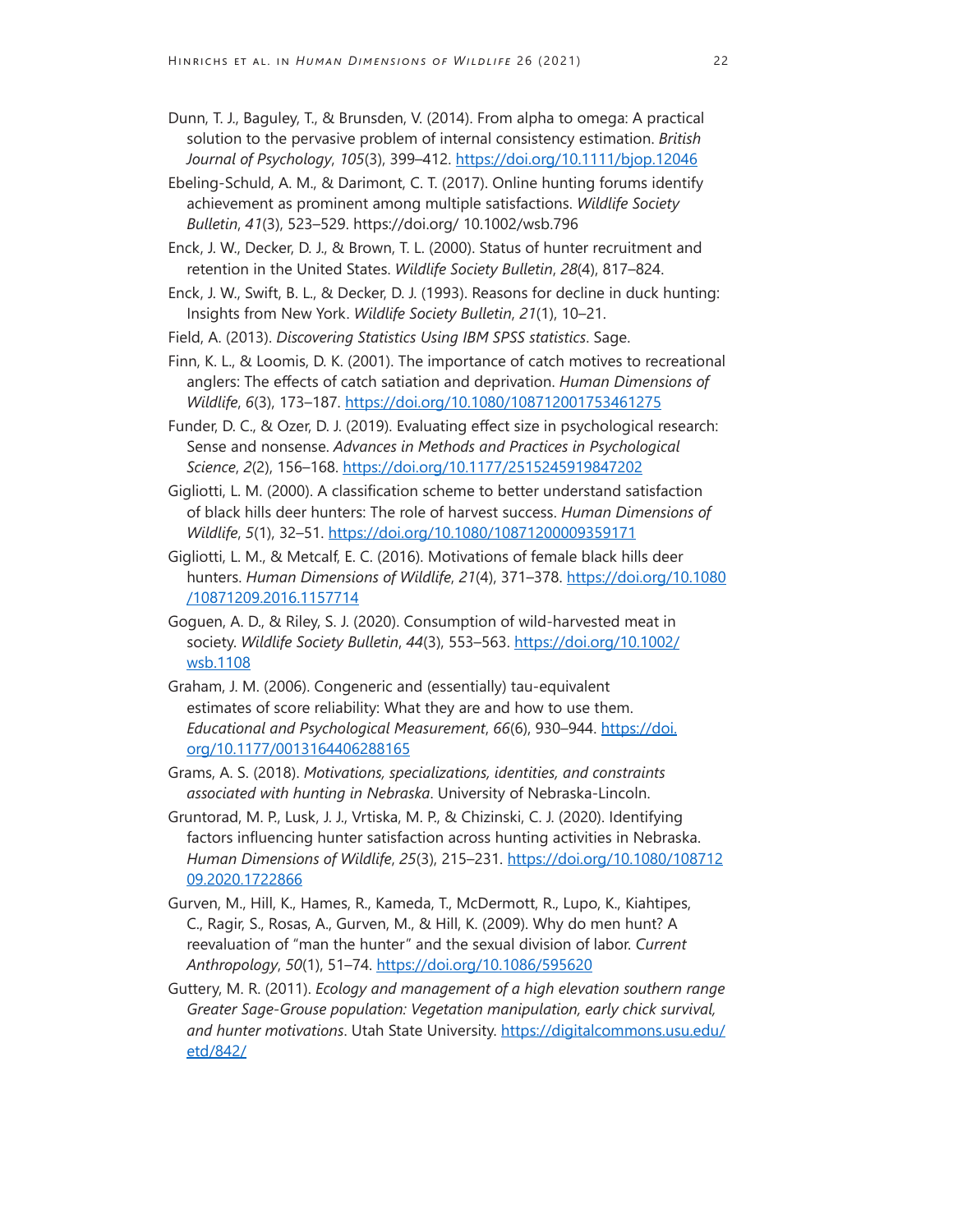Dunn, T. J., Baguley, T., & Brunsden, V. (2014). From alpha to omega: A practical solution to the pervasive problem of internal consistency estimation. *British Journal of Psychology*, *105*(3), 399–412. https://doi.org/10.1111/bjop.12046

Ebeling-Schuld, A. M., & Darimont, C. T. (2017). Online hunting forums identify achievement as prominent among multiple satisfactions. *Wildlife Society Bulletin*, *41*(3), 523–529. https://doi.org/ 10.1002/wsb.796

Enck, J. W., Decker, D. J., & Brown, T. L. (2000). Status of hunter recruitment and retention in the United States. *Wildlife Society Bulletin*, *28*(4), 817–824.

Enck, J. W., Swift, B. L., & Decker, D. J. (1993). Reasons for decline in duck hunting: Insights from New York. *Wildlife Society Bulletin*, *21*(1), 10–21.

Field, A. (2013). *Discovering Statistics Using IBM SPSS statistics*. Sage.

Finn, K. L., & Loomis, D. K. (2001). The importance of catch motives to recreational anglers: The effects of catch satiation and deprivation. *Human Dimensions of Wildlife*, *6*(3), 173–187. https://doi.org/10.1080/108712001753461275

Funder, D. C., & Ozer, D. J. (2019). Evaluating effect size in psychological research: Sense and nonsense. *Advances in Methods and Practices in Psychological Science*, *2*(2), 156–168. https://doi.org/10.1177/2515245919847202

Gigliotti, L. M. (2000). A classification scheme to better understand satisfaction of black hills deer hunters: The role of harvest success. *Human Dimensions of Wildlife*, *5*(1), 32–51. https://doi.org/10.1080/10871200009359171

Gigliotti, L. M., & Metcalf, E. C. (2016). Motivations of female black hills deer hunters. *Human Dimensions of Wildlife*, *21*(4), 371–378. https://doi.org/10.1080/10871209.2016.1157714

Goguen, A. D., & Riley, S. J. (2020). Consumption of wild-harvested meat in society. *Wildlife Society Bulletin*, *44*(3), 553–563. https://doi.org/10.1002/wsb.1108

Graham, J. M. (2006). Congeneric and (essentially) tau-equivalent estimates of score reliability: What they are and how to use them. *Educational and Psychological Measurement*, *66*(6), 930–944. https://doi.org/10.1177/0013164406288165

Grams, A. S. (2018). *Motivations, specializations, identities, and constraints associated with hunting in Nebraska*. University of Nebraska-Lincoln.

Gruntorad, M. P., Lusk, J. J., Vrtiska, M. P., & Chizinski, C. J. (2020). Identifying factors influencing hunter satisfaction across hunting activities in Nebraska. *Human Dimensions of Wildlife*, *25*(3), 215–231. https://doi.org/10.1080/10871209.2020.1722866

Gurven, M., Hill, K., Hames, R., Kameda, T., McDermott, R., Lupo, K., Kiahtipes, C., Ragir, S., Rosas, A., Gurven, M., & Hill, K. (2009). Why do men hunt? A reevaluation of "man the hunter" and the sexual division of labor. *Current Anthropology*, *50*(1), 51–74. https://doi.org/10.1086/595620

Guttery, M. R. (2011). *Ecology and management of a high elevation southern range Greater Sage-Grouse population: Vegetation manipulation, early chick survival, and hunter motivations*. Utah State University. https://digitalcommons.usu.edu/etd/842/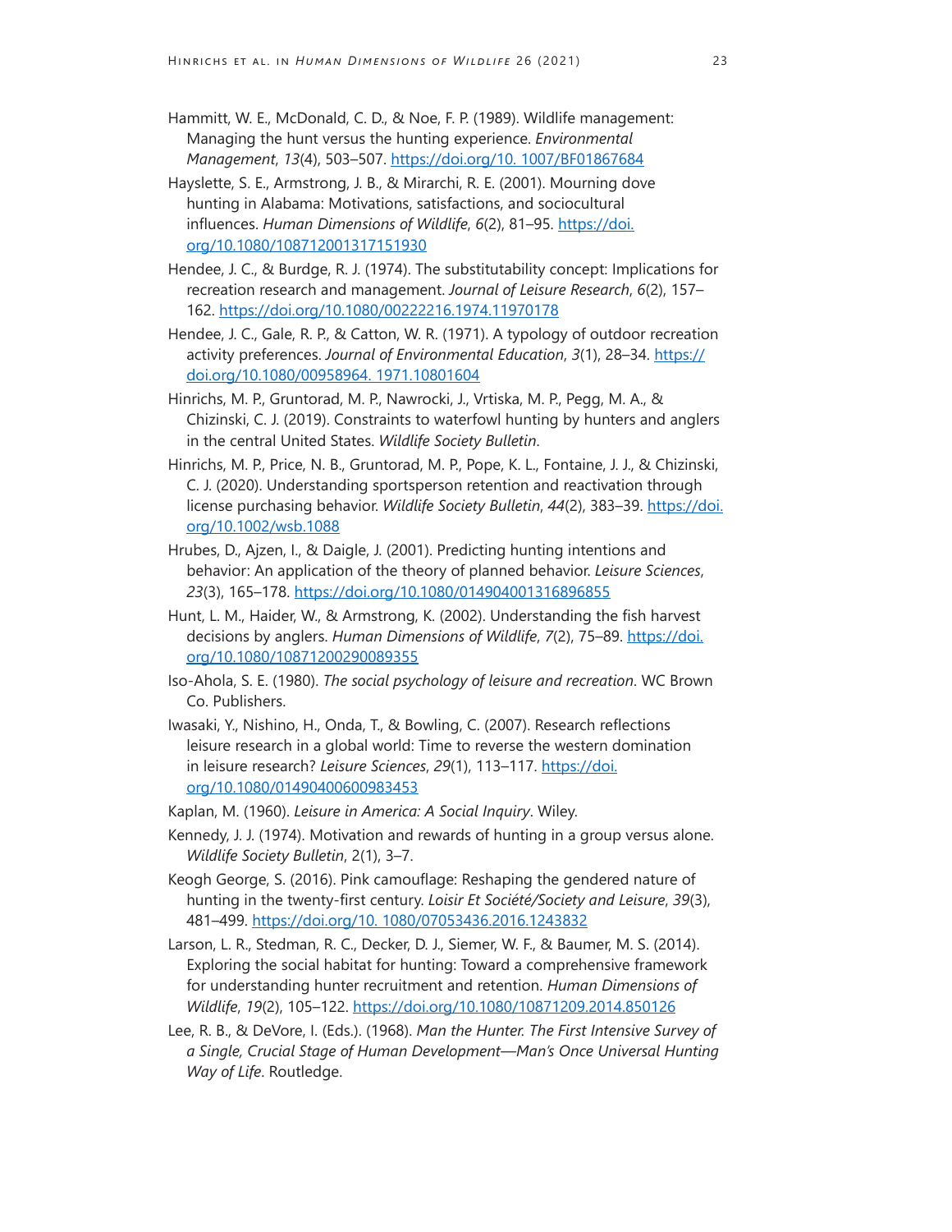Hammitt, W. E., McDonald, C. D., & Noe, F. P. (1989). Wildlife management: Managing the hunt versus the hunting experience. *Environmental Management*, *13*(4), 503–507. https://doi.org/10. 1007/BF01867684

Hayslette, S. E., Armstrong, J. B., & Mirarchi, R. E. (2001). Mourning dove hunting in Alabama: Motivations, satisfactions, and sociocultural influences. *Human Dimensions of Wildlife*, *6*(2), 81–95. https://doi.org/10.1080/108712001317151930

Hendee, J. C., & Burdge, R. J. (1974). The substitutability concept: Implications for recreation research and management. *Journal of Leisure Research*, *6*(2), 157–162. https://doi.org/10.1080/00222216.1974.11970178

Hendee, J. C., Gale, R. P., & Catton, W. R. (1971). A typology of outdoor recreation activity preferences. *Journal of Environmental Education*, *3*(1), 28–34. https://doi.org/10.1080/00958964. 1971.10801604

Hinrichs, M. P., Gruntorad, M. P., Nawrocki, J., Vrtiska, M. P., Pegg, M. A., & Chizinski, C. J. (2019). Constraints to waterfowl hunting by hunters and anglers in the central United States. *Wildlife Society Bulletin*.

Hinrichs, M. P., Price, N. B., Gruntorad, M. P., Pope, K. L., Fontaine, J. J., & Chizinski, C. J. (2020). Understanding sportsperson retention and reactivation through license purchasing behavior. *Wildlife Society Bulletin*, *44*(2), 383–39. https://doi.org/10.1002/wsb.1088

Hrubes, D., Ajzen, I., & Daigle, J. (2001). Predicting hunting intentions and behavior: An application of the theory of planned behavior. *Leisure Sciences*, *23*(3), 165–178. https://doi.org/10.1080/014904001316896855

Hunt, L. M., Haider, W., & Armstrong, K. (2002). Understanding the fish harvest decisions by anglers. *Human Dimensions of Wildlife*, *7*(2), 75–89. https://doi.org/10.1080/10871200290089355

Iso-Ahola, S. E. (1980). *The social psychology of leisure and recreation*. WC Brown Co. Publishers.

Iwasaki, Y., Nishino, H., Onda, T., & Bowling, C. (2007). Research reflections leisure research in a global world: Time to reverse the western domination in leisure research? *Leisure Sciences*, *29*(1), 113–117. https://doi.org/10.1080/01490400600983453

Kaplan, M. (1960). *Leisure in America: A Social Inquiry*. Wiley.

Kennedy, J. J. (1974). Motivation and rewards of hunting in a group versus alone. *Wildlife Society Bulletin*, 2(1), 3–7.

Keogh George, S. (2016). Pink camouflage: Reshaping the gendered nature of hunting in the twenty-first century. *Loisir Et Société/Society and Leisure*, *39*(3), 481–499. https://doi.org/10. 1080/07053436.2016.1243832

Larson, L. R., Stedman, R. C., Decker, D. J., Siemer, W. F., & Baumer, M. S. (2014). Exploring the social habitat for hunting: Toward a comprehensive framework for understanding hunter recruitment and retention. *Human Dimensions of Wildlife*, *19*(2), 105–122. https://doi.org/10.1080/10871209.2014.850126

Lee, R. B., & DeVore, I. (Eds.). (1968). *Man the Hunter. The First Intensive Survey of a Single, Crucial Stage of Human Development—Man's Once Universal Hunting Way of Life*. Routledge.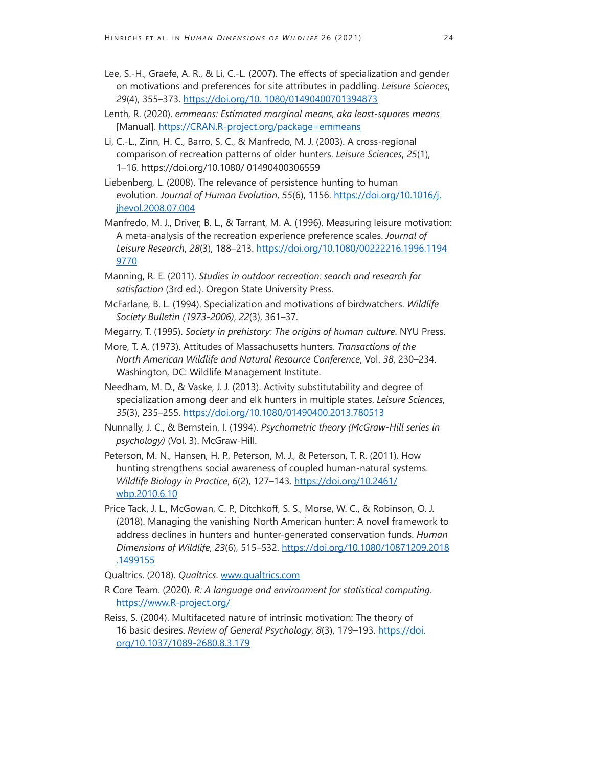Lee, S.-H., Graefe, A. R., & Li, C.-L. (2007). The effects of specialization and gender on motivations and preferences for site attributes in paddling. *Leisure Sciences*, *29*(4), 355–373. https://doi.org/10. 1080/01490400701394873

Lenth, R. (2020). *emmeans: Estimated marginal means, aka least-squares means* [Manual]. https://CRAN.R-project.org/package=emmeans

Li, C.-L., Zinn, H. C., Barro, S. C., & Manfredo, M. J. (2003). A cross-regional comparison of recreation patterns of older hunters. *Leisure Sciences*, *25*(1), 1–16. https://doi.org/10.1080/ 01490400306559

Liebenberg, L. (2008). The relevance of persistence hunting to human evolution. *Journal of Human Evolution*, *55*(6), 1156. https://doi.org/10.1016/j.jhevol.2008.07.004

Manfredo, M. J., Driver, B. L., & Tarrant, M. A. (1996). Measuring leisure motivation: A meta-analysis of the recreation experience preference scales. *Journal of Leisure Research*, *28*(3), 188–213. https://doi.org/10.1080/00222216.1996.11949770

Manning, R. E. (2011). *Studies in outdoor recreation: search and research for satisfaction* (3rd ed.). Oregon State University Press.

McFarlane, B. L. (1994). Specialization and motivations of birdwatchers. *Wildlife Society Bulletin (1973-2006)*, *22*(3), 361–37.

Megarry, T. (1995). *Society in prehistory: The origins of human culture*. NYU Press.

More, T. A. (1973). Attitudes of Massachusetts hunters. *Transactions of the North American Wildlife and Natural Resource Conference*, Vol. *38*, 230–234. Washington, DC: Wildlife Management Institute.

Needham, M. D., & Vaske, J. J. (2013). Activity substitutability and degree of specialization among deer and elk hunters in multiple states. *Leisure Sciences*, *35*(3), 235–255. https://doi.org/10.1080/01490400.2013.780513

Nunnally, J. C., & Bernstein, I. (1994). *Psychometric theory (McGraw-Hill series in psychology)* (Vol. 3). McGraw-Hill.

Peterson, M. N., Hansen, H. P., Peterson, M. J., & Peterson, T. R. (2011). How hunting strengthens social awareness of coupled human-natural systems. *Wildlife Biology in Practice*, *6*(2), 127–143. https://doi.org/10.2461/wbp.2010.6.10

Price Tack, J. L., McGowan, C. P., Ditchkoff, S. S., Morse, W. C., & Robinson, O. J. (2018). Managing the vanishing North American hunter: A novel framework to address declines in hunters and hunter-generated conservation funds. *Human Dimensions of Wildlife*, *23*(6), 515–532. https://doi.org/10.1080/10871209.2018.1499155

Qualtrics. (2018). *Qualtrics*. www.qualtrics.com

R Core Team. (2020). *R: A language and environment for statistical computing*. https://www.R-project.org/

Reiss, S. (2004). Multifaceted nature of intrinsic motivation: The theory of 16 basic desires. *Review of General Psychology*, *8*(3), 179–193. https://doi.org/10.1037/1089-2680.8.3.179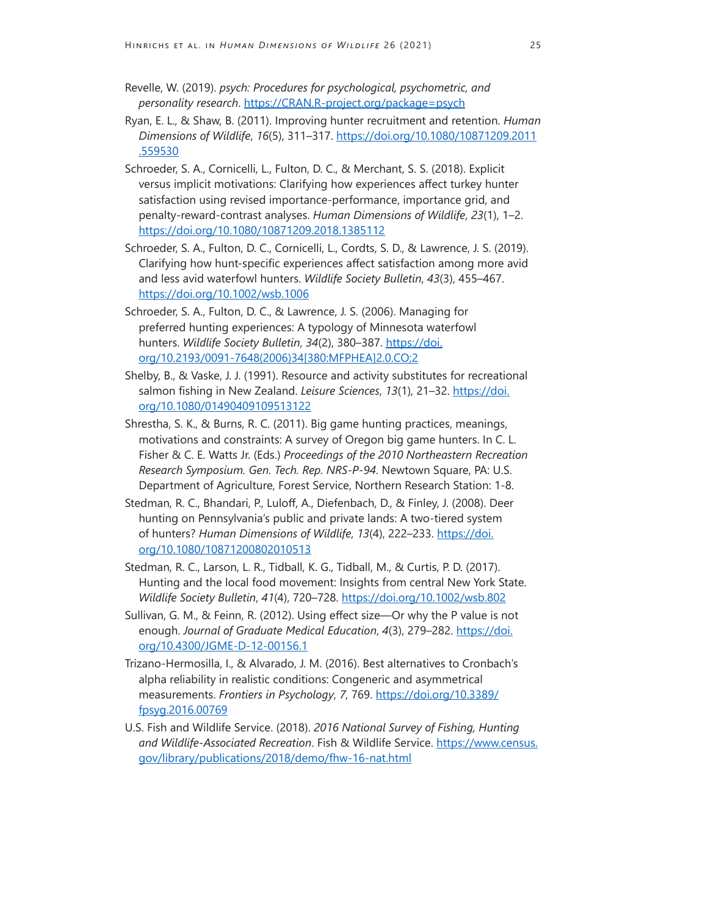Revelle, W. (2019). *psych: Procedures for psychological, psychometric, and personality research*. https://CRAN.R-project.org/package=psych

Ryan, E. L., & Shaw, B. (2011). Improving hunter recruitment and retention. *Human Dimensions of Wildlife*, *16*(5), 311–317. https://doi.org/10.1080/10871209.2011.559530

Schroeder, S. A., Cornicelli, L., Fulton, D. C., & Merchant, S. S. (2018). Explicit versus implicit motivations: Clarifying how experiences affect turkey hunter satisfaction using revised importance-performance, importance grid, and penalty-reward-contrast analyses. *Human Dimensions of Wildlife*, *23*(1), 1–2. https://doi.org/10.1080/10871209.2018.1385112

Schroeder, S. A., Fulton, D. C., Cornicelli, L., Cordts, S. D., & Lawrence, J. S. (2019). Clarifying how hunt-specific experiences affect satisfaction among more avid and less avid waterfowl hunters. *Wildlife Society Bulletin*, *43*(3), 455–467. https://doi.org/10.1002/wsb.1006

Schroeder, S. A., Fulton, D. C., & Lawrence, J. S. (2006). Managing for preferred hunting experiences: A typology of Minnesota waterfowl hunters. *Wildlife Society Bulletin*, *34*(2), 380–387. https://doi.org/10.2193/0091-7648(2006)34[380:MFPHEA]2.0.CO;2

Shelby, B., & Vaske, J. J. (1991). Resource and activity substitutes for recreational salmon fishing in New Zealand. *Leisure Sciences*, *13*(1), 21–32. https://doi.org/10.1080/01490409109513122

Shrestha, S. K., & Burns, R. C. (2011). Big game hunting practices, meanings, motivations and constraints: A survey of Oregon big game hunters. In C. L. Fisher & C. E. Watts Jr. (Eds.) *Proceedings of the 2010 Northeastern Recreation Research Symposium. Gen. Tech. Rep. NRS-P-94*. Newtown Square, PA: U.S. Department of Agriculture, Forest Service, Northern Research Station: 1-8.

Stedman, R. C., Bhandari, P., Luloff, A., Diefenbach, D., & Finley, J. (2008). Deer hunting on Pennsylvania's public and private lands: A two-tiered system of hunters? *Human Dimensions of Wildlife*, *13*(4), 222–233. https://doi.org/10.1080/10871200802010513

Stedman, R. C., Larson, L. R., Tidball, K. G., Tidball, M., & Curtis, P. D. (2017). Hunting and the local food movement: Insights from central New York State. *Wildlife Society Bulletin*, *41*(4), 720–728. https://doi.org/10.1002/wsb.802

Sullivan, G. M., & Feinn, R. (2012). Using effect size—Or why the P value is not enough. *Journal of Graduate Medical Education*, *4*(3), 279–282. https://doi.org/10.4300/JGME-D-12-00156.1

Trizano-Hermosilla, I., & Alvarado, J. M. (2016). Best alternatives to Cronbach's alpha reliability in realistic conditions: Congeneric and asymmetrical measurements. *Frontiers in Psychology*, *7*, 769. https://doi.org/10.3389/fpsyg.2016.00769

U.S. Fish and Wildlife Service. (2018). *2016 National Survey of Fishing, Hunting and Wildlife-Associated Recreation*. Fish & Wildlife Service. https://www.census.gov/library/publications/2018/demo/fhw-16-nat.html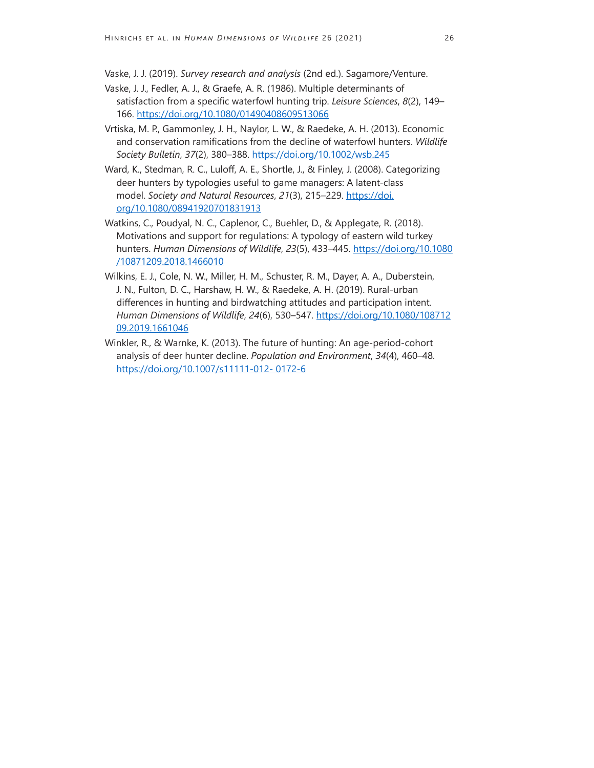Vaske, J. J. (2019). *Survey research and analysis* (2nd ed.). Sagamore/Venture.

Vaske, J. J., Fedler, A. J., & Graefe, A. R. (1986). Multiple determinants of satisfaction from a specific waterfowl hunting trip. *Leisure Sciences*, *8*(2), 149–166. https://doi.org/10.1080/01490408609513066

Vrtiska, M. P., Gammonley, J. H., Naylor, L. W., & Raedeke, A. H. (2013). Economic and conservation ramifications from the decline of waterfowl hunters. *Wildlife Society Bulletin*, *37*(2), 380–388. https://doi.org/10.1002/wsb.245

Ward, K., Stedman, R. C., Luloff, A. E., Shortle, J., & Finley, J. (2008). Categorizing deer hunters by typologies useful to game managers: A latent-class model. *Society and Natural Resources*, *21*(3), 215–229. https://doi.org/10.1080/08941920701831913

Watkins, C., Poudyal, N. C., Caplenor, C., Buehler, D., & Applegate, R. (2018). Motivations and support for regulations: A typology of eastern wild turkey hunters. *Human Dimensions of Wildlife*, *23*(5), 433–445. https://doi.org/10.1080/10871209.2018.1466010

Wilkins, E. J., Cole, N. W., Miller, H. M., Schuster, R. M., Dayer, A. A., Duberstein, J. N., Fulton, D. C., Harshaw, H. W., & Raedeke, A. H. (2019). Rural-urban differences in hunting and birdwatching attitudes and participation intent. *Human Dimensions of Wildlife*, *24*(6), 530–547. https://doi.org/10.1080/10871209.2019.1661046

Winkler, R., & Warnke, K. (2013). The future of hunting: An age-period-cohort analysis of deer hunter decline. *Population and Environment*, *34*(4), 460–48. https://doi.org/10.1007/s11111-012- 0172-6